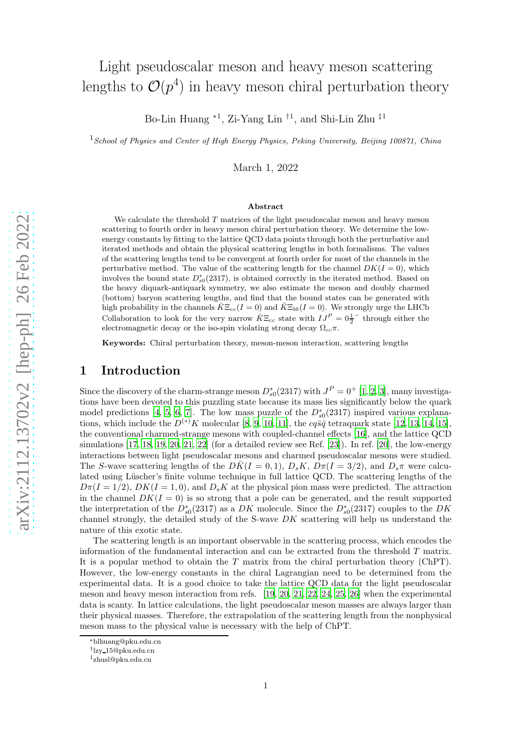# Light pseudoscalar meson and heavy meson scattering lengths to $\mathcal{O}(p^4)$ in heavy meson chiral perturbation theory

Bo-Lin Huang [*1], Zi-Yang Lin [†1], and Shi-Lin Zhu [‡1]

[1] *School of Physics and Center of High Energy Physics, Peking University, Beijing 100871, China*

March 1, 2022

**Abstract**

We calculate the threshold $T$ matrices of the light pseudoscalar meson and heavy meson scattering to fourth order in heavy meson chiral perturbation theory. We determine the low-energy constants by fitting to the lattice QCD data points through both the perturbative and iterated methods and obtain the physical scattering lengths in both formalisms. The values of the scattering lengths tend to be convergent at fourth order for most of the channels in the perturbative method. The value of the scattering length for the channel $DK(I=0)$, which involves the bound state $D^*_{s0}(2317)$, is obtained correctly in the iterated method. Based on the heavy diquark-antiquark symmetry, we also estimate the meson and doubly charmed (bottom) baryon scattering lengths, and find that the bound states can be generated with high probability in the channels $\bar{K}\Xi_{cc}(I=0)$ and $\bar{K}\Xi_{bb}(I=0)$. We strongly urge the LHCb Collaboration to look for the very narrow $\bar{K}\Xi_{cc}$ state with $IJ^P = 0\frac{1}{2}^-$ through either the electromagnetic decay or the iso-spin violating strong decay $\Omega_{cc}\pi$.

**Keywords:** Chiral perturbation theory, meson-meson interaction, scattering lengths

## 1 Introduction

Since the discovery of the charm-strange meson $D^*_{s0}(2317)$ with $J^P = 0^+$ [1, 2, 3], many investigations have been devoted to this puzzling state because its mass lies significantly below the quark model predictions [4, 5, 6, 7]. The low mass puzzle of the $D^*_{s0}(2317)$ inspired various explanations, which include the $D^{(*)}K$ molecular [8, 9, 10, 11], the $cq\bar{s}\bar{q}$ tetraquark state [12, 13, 14, 15], the conventional charmed-strange mesons with coupled-channel effects [16], and the lattice QCD simulations [17, 18, 19, 20, 21, 22] (for a detailed review see Ref. [23]). In ref. [20], the low-energy interactions between light pseudoscalar mesons and charmed pseudoscalar mesons were studied. The $S$-wave scattering lengths of the $D\bar{K}(I=0,1)$, $D_sK$, $D\pi(I=3/2)$, and $D_s\pi$ were calculated using Lüscher's finite volume technique in full lattice QCD. The scattering lengths of the $D\pi(I=1/2)$, $DK(I=1,0)$, and $D_sK$ at the physical pion mass were predicted. The attraction in the channel $DK(I=0)$ is so strong that a pole can be generated, and the result supported the interpretation of the $D^*_{s0}(2317)$ as a $DK$ molecule. Since the $D^*_{s0}(2317)$ couples to the $DK$ channel strongly, the detailed study of the S-wave $DK$ scattering will help us understand the nature of this exotic state.

The scattering length is an important observable in the scattering process, which encodes the information of the fundamental interaction and can be extracted from the threshold $T$ matrix. It is a popular method to obtain the $T$ matrix from the chiral perturbation theory (ChPT). However, the low-energy constants in the chiral Lagrangian need to be determined from the experimental data. It is a good choice to take the lattice QCD data for the light pseudoscalar meson and heavy meson interaction from refs. [19, 20, 21, 22, 24, 25, 26] when the experimental data is scanty. In lattice calculations, the light pseudoscalar meson masses are always larger than their physical masses. Therefore, the extrapolation of the scattering length from the nonphysical meson mass to the physical value is necessary with the help of ChPT.

[*] blhuang@pku.edu.cn
[†] lzy_15@pku.edu.cn
[‡] zhusl@pku.edu.cn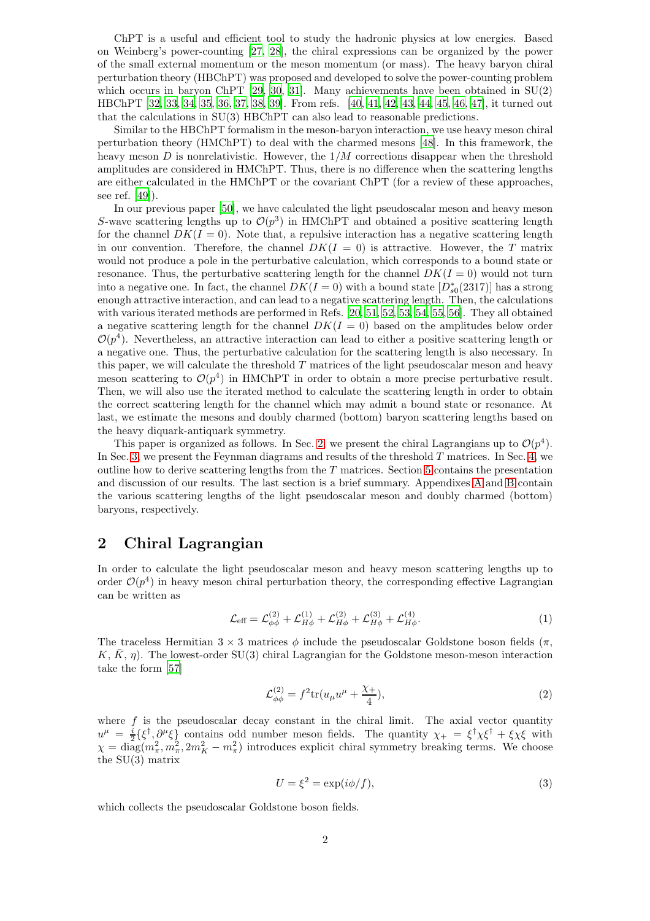ChPT is a useful and efficient tool to study the hadronic physics at low energies. Based on Weinberg's power-counting [27, 28], the chiral expressions can be organized by the power of the small external momentum or the meson momentum (or mass). The heavy baryon chiral perturbation theory (HBChPT) was proposed and developed to solve the power-counting problem which occurs in baryon ChPT [29, 30, 31]. Many achievements have been obtained in SU(2) HBChPT [32, 33, 34, 35, 36, 37, 38, 39]. From refs. [40, 41, 42, 43, 44, 45, 46, 47], it turned out that the calculations in SU(3) HBChPT can also lead to reasonable predictions.

Similar to the HBChPT formalism in the meson-baryon interaction, we use heavy meson chiral perturbation theory (HMChPT) to deal with the charmed mesons [48]. In this framework, the heavy meson $D$ is nonrelativistic. However, the $1/M$ corrections disappear when the threshold amplitudes are considered in HMChPT. Thus, there is no difference when the scattering lengths are either calculated in the HMChPT or the covariant ChPT (for a review of these approaches, see ref. [49]).

In our previous paper [50], we have calculated the light pseudoscalar meson and heavy meson $S$-wave scattering lengths up to $\mathcal{O}(p^3)$ in HMChPT and obtained a positive scattering length for the channel $DK(I=0)$. Note that, a repulsive interaction has a negative scattering length in our convention. Therefore, the channel $DK(I=0)$ is attractive. However, the $T$ matrix would not produce a pole in the perturbative calculation, which corresponds to a bound state or resonance. Thus, the perturbative scattering length for the channel $DK(I=0)$ would not turn into a negative one. In fact, the channel $DK(I=0)$ with a bound state $[D^*_{s0}(2317)]$ has a strong enough attractive interaction, and can lead to a negative scattering length. Then, the calculations with various iterated methods are performed in Refs. [20, 51, 52, 53, 54, 55, 56]. They all obtained a negative scattering length for the channel $DK(I=0)$ based on the amplitudes below order $\mathcal{O}(p^4)$. Nevertheless, an attractive interaction can lead to either a positive scattering length or a negative one. Thus, the perturbative calculation for the scattering length is also necessary. In this paper, we will calculate the threshold $T$ matrices of the light pseudoscalar meson and heavy meson scattering to $\mathcal{O}(p^4)$ in HMChPT in order to obtain a more precise perturbative result. Then, we will also use the iterated method to calculate the scattering length in order to obtain the correct scattering length for the channel which may admit a bound state or resonance. At last, we estimate the mesons and doubly charmed (bottom) baryon scattering lengths based on the heavy diquark-antiquark symmetry.

This paper is organized as follows. In Sec. 2, we present the chiral Lagrangians up to $\mathcal{O}(p^4)$. In Sec. 3, we present the Feynman diagrams and results of the threshold $T$ matrices. In Sec. 4, we outline how to derive scattering lengths from the $T$ matrices. Section 5 contains the presentation and discussion of our results. The last section is a brief summary. Appendixes A and B contain the various scattering lengths of the light pseudoscalar meson and doubly charmed (bottom) baryons, respectively.

## 2 Chiral Lagrangian

In order to calculate the light pseudoscalar meson and heavy meson scattering lengths up to order $\mathcal{O}(p^4)$ in heavy meson chiral perturbation theory, the corresponding effective Lagrangian can be written as

$$\mathcal{L}_{\mathrm{eff}} = \mathcal{L}^{(2)}_{\phi\phi} + \mathcal{L}^{(1)}_{H\phi} + \mathcal{L}^{(2)}_{H\phi} + \mathcal{L}^{(3)}_{H\phi} + \mathcal{L}^{(4)}_{H\phi}. \tag{1}$$

The traceless Hermitian $3\times 3$ matrices $\phi$ include the pseudoscalar Goldstone boson fields ($\pi$, $K$, $\bar{K}$, $\eta$). The lowest-order SU(3) chiral Lagrangian for the Goldstone meson-meson interaction take the form [57]

$$\mathcal{L}^{(2)}_{\phi\phi} = f^2 \mathrm{tr}(u_\mu u^\mu + \frac{\chi_+}{4}), \tag{2}$$

where $f$ is the pseudoscalar decay constant in the chiral limit. The axial vector quantity $u^\mu = \frac{i}{2}\{\xi^\dagger, \partial^\mu \xi\}$ contains odd number meson fields. The quantity $\chi_+ = \xi^\dagger\chi\xi^\dagger + \xi\chi\xi$ with $\chi = \mathrm{diag}(m_\pi^2, m_\pi^2, 2m_K^2 - m_\pi^2)$ introduces explicit chiral symmetry breaking terms. We choose the SU(3) matrix

$$U = \xi^2 = \exp(i\phi/f), \tag{3}$$

which collects the pseudoscalar Goldstone boson fields.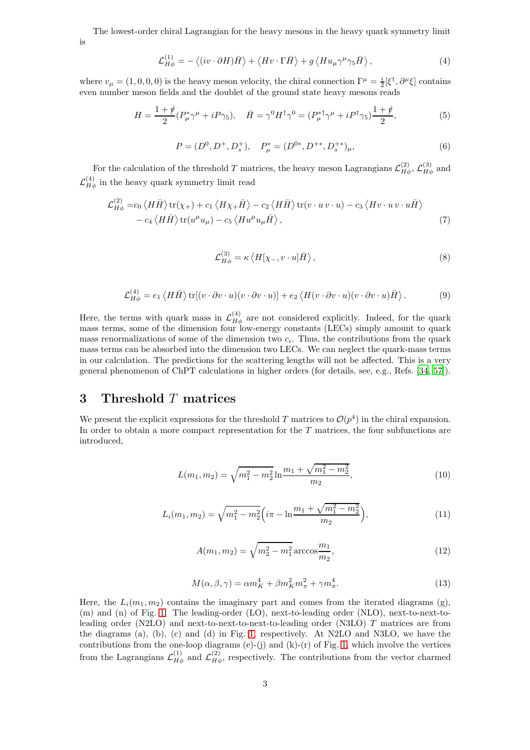The lowest-order chiral Lagrangian for the heavy mesons in the heavy quark symmetry limit is

$$\mathcal{L}_{H\phi}^{(1)} = -\left\langle (iv\cdot\partial H)\bar{H}\right\rangle + \left\langle Hv\cdot\Gamma\bar{H}\right\rangle + g\left\langle Hu_\mu\gamma^\mu\gamma_5\bar{H}\right\rangle, \tag{4}$$

where $v_\mu = (1,0,0,0)$ is the heavy meson velocity, the chiral connection $\Gamma^\mu = \frac{i}{2}[\xi^\dagger, \partial^\mu\xi]$ contains even number meson fields and the doublet of the ground state heavy mesons reads

$$H = \frac{1+\not{v}}{2}(P_\mu^*\gamma^\mu + iP\gamma_5), \quad \bar{H} = \gamma^0 H^\dagger\gamma^0 = (P_\mu^{*\dagger}\gamma^\mu + iP^\dagger\gamma_5)\frac{1+\not{v}}{2}, \tag{5}$$

$$P = (D^0, D^+, D_s^+), \quad P_\mu^* = (D^{0*}, D^{+*}, D_s^{+*})_\mu, \tag{6}$$

For the calculation of the threshold $T$ matrices, the heavy meson Lagrangians $\mathcal{L}_{H\phi}^{(2)}$, $\mathcal{L}_{H\phi}^{(3)}$ and $\mathcal{L}_{H\phi}^{(4)}$ in the heavy quark symmetry limit read

$$\begin{aligned}\mathcal{L}_{H\phi}^{(2)} =& c_0\left\langle H\bar{H}\right\rangle \mathrm{tr}(\chi_+) + c_1\left\langle H\chi_+\bar{H}\right\rangle - c_2\left\langle H\bar{H}\right\rangle \mathrm{tr}(v\cdot u\, v\cdot u) - c_3\left\langle Hv\cdot u\, v\cdot u\bar{H}\right\rangle \\ &- c_4\left\langle H\bar{H}\right\rangle \mathrm{tr}(u^\mu u_\mu) - c_5\left\langle Hu^\mu u_\mu\bar{H}\right\rangle,\end{aligned} \tag{7}$$

$$\mathcal{L}_{H\phi}^{(3)} = \kappa\left\langle H[\chi_-, v\cdot u]\bar{H}\right\rangle, \tag{8}$$

$$\mathcal{L}_{H\phi}^{(4)} = e_1\left\langle H\bar{H}\right\rangle \mathrm{tr}[(v\cdot\partial v\cdot u)(v\cdot\partial v\cdot u)] + e_2\left\langle H(v\cdot\partial v\cdot u)(v\cdot\partial v\cdot u)\bar{H}\right\rangle. \tag{9}$$

Here, the terms with quark mass in $\mathcal{L}_{H\phi}^{(4)}$ are not considered explicitly. Indeed, for the quark mass terms, some of the dimension four low-energy constants (LECs) simply amount to quark mass renormalizations of some of the dimension two $c_i$. Thus, the contributions from the quark mass terms can be absorbed into the dimension two LECs. We can neglect the quark-mass terms in our calculation. The predictions for the scattering lengths will not be affected. This is a very general phenomenon of ChPT calculations in higher orders (for details, see, e.g., Refs. [34, 57]).

## 3 Threshold $T$ matrices

We present the explicit expressions for the threshold $T$ matrices to $\mathcal{O}(p^4)$ in the chiral expansion. In order to obtain a more compact representation for the $T$ matrices, the four subfunctions are introduced,

$$L(m_1, m_2) = \sqrt{m_1^2 - m_2^2}\ln\frac{m_1 + \sqrt{m_1^2 - m_2^2}}{m_2}, \tag{10}$$

$$L_i(m_1, m_2) = \sqrt{m_1^2 - m_2^2}\Big(i\pi - \ln\frac{m_1 + \sqrt{m_1^2 - m_2^2}}{m_2}\Big), \tag{11}$$

$$A(m_1, m_2) = \sqrt{m_2^2 - m_1^2}\arccos\frac{m_1}{m_2}, \tag{12}$$

$$M(\alpha, \beta, \gamma) = \alpha m_K^4 + \beta m_K^2 m_\pi^2 + \gamma m_\pi^4. \tag{13}$$

Here, the $L_i(m_1, m_2)$ contains the imaginary part and comes from the iterated diagrams (g), (m) and (n) of Fig. 1. The leading-order (LO), next-to-leading order (NLO), next-to-next-to-leading order (N2LO) and next-to-next-to-next-to-leading order (N3LO) $T$ matrices are from the diagrams (a), (b), (c) and (d) in Fig. 1, respectively. At N2LO and N3LO, we have the contributions from the one-loop diagrams (e)-(j) and (k)-(r) of Fig. 1, which involve the vertices from the Lagrangians $\mathcal{L}_{H\phi}^{(1)}$ and $\mathcal{L}_{H\phi}^{(2)}$, respectively. The contributions from the vector charmed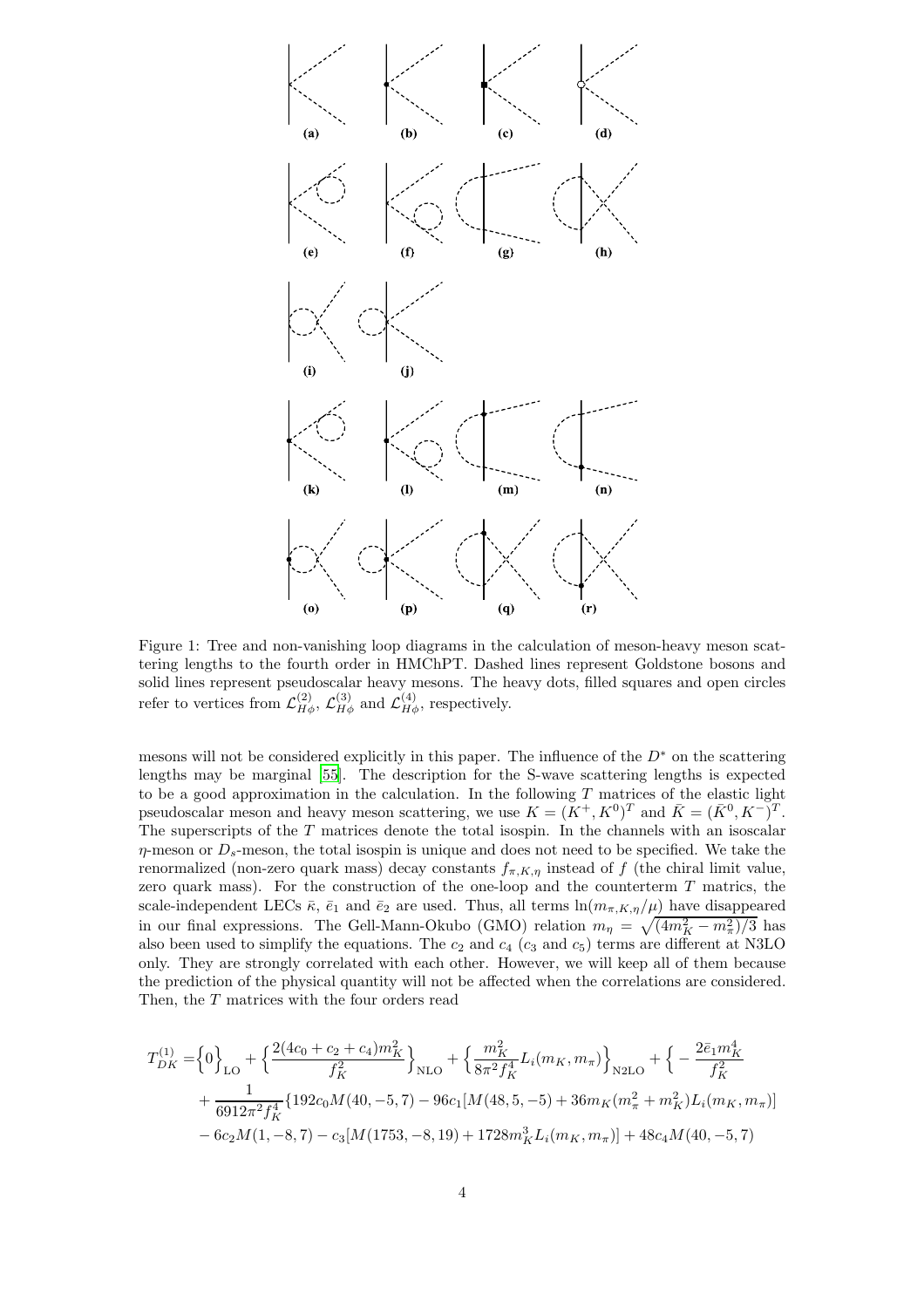Figure 1: Tree and non-vanishing loop diagrams in the calculation of meson-heavy meson scattering lengths to the fourth order in HMChPT. Dashed lines represent Goldstone bosons and solid lines represent pseudoscalar heavy mesons. The heavy dots, filled squares and open circles refer to vertices from $\mathcal{L}_{H\phi}^{(2)}$, $\mathcal{L}_{H\phi}^{(3)}$ and $\mathcal{L}_{H\phi}^{(4)}$, respectively.

mesons will not be considered explicitly in this paper. The influence of the $D^*$ on the scattering lengths may be marginal [55]. The description for the S-wave scattering lengths is expected to be a good approximation in the calculation. In the following $T$ matrices of the elastic light pseudoscalar meson and heavy meson scattering, we use $K = (K^+, K^0)^T$ and $\bar{K} = (\bar{K}^0, K^-)^T$. The superscripts of the $T$ matrices denote the total isospin. In the channels with an isoscalar $\eta$-meson or $D_s$-meson, the total isospin is unique and does not need to be specified. We take the renormalized (non-zero quark mass) decay constants $f_{\pi,K,\eta}$ instead of $f$ (the chiral limit value, zero quark mass). For the construction of the one-loop and the counterterm $T$ matrics, the scale-independent LECs $\bar{\kappa}$, $\bar{e}_1$ and $\bar{e}_2$ are used. Thus, all terms $\ln(m_{\pi,K,\eta}/\mu)$ have disappeared in our final expressions. The Gell-Mann-Okubo (GMO) relation $m_\eta = \sqrt{(4m_K^2 - m_\pi^2)/3}$ has also been used to simplify the equations. The $c_2$ and $c_4$ ($c_3$ and $c_5$) terms are different at N3LO only. They are strongly correlated with each other. However, we will keep all of them because the prediction of the physical quantity will not be affected when the correlations are considered. Then, the $T$ matrices with the four orders read

$$
\begin{aligned}
T_{DK}^{(1)} =& \Big\{0\Big\}_{\rm LO} + \Big\{\frac{2(4c_0 + c_2 + c_4)m_K^2}{f_K^2}\Big\}_{\rm NLO} + \Big\{\frac{m_K^2}{8\pi^2 f_K^4} L_i(m_K, m_\pi)\Big\}_{\rm N2LO} + \Big\{-\frac{2\bar{e}_1 m_K^4}{f_K^2} \\
&+ \frac{1}{6912\pi^2 f_K^4}\{192c_0 M(40,-5,7) - 96c_1[M(48,5,-5) + 36m_K(m_\pi^2 + m_K^2)L_i(m_K, m_\pi)] \\
&- 6c_2 M(1,-8,7) - c_3[M(1753,-8,19) + 1728m_K^3 L_i(m_K, m_\pi)] + 48c_4 M(40,-5,7)
\end{aligned}
$$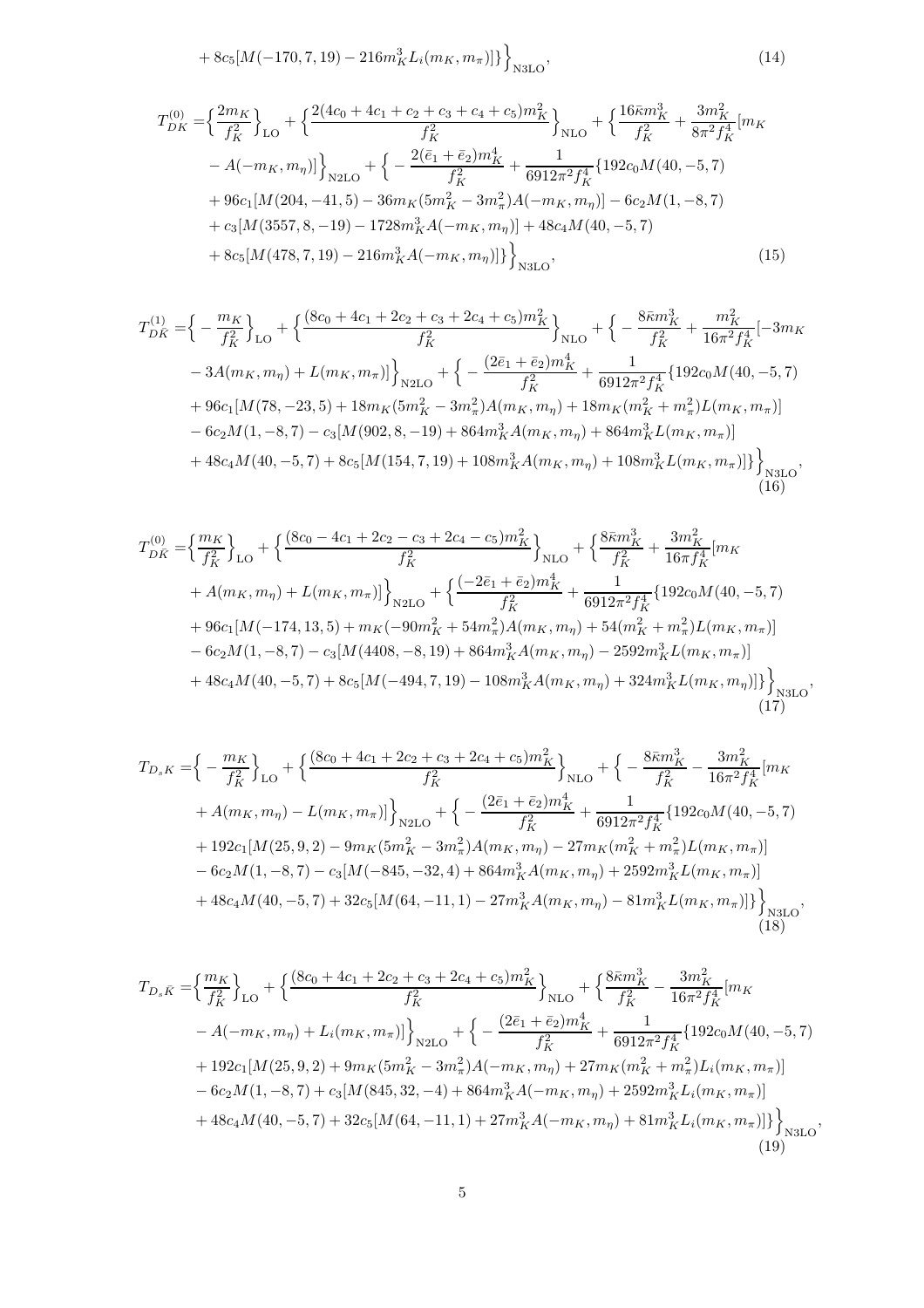$$
+ 8c_5[M(-170,7,19) - 216m_K^3 L_i(m_K,m_\pi)]\}\Big\}_{\rm N3LO}, \tag{14}
$$

$$
\begin{aligned}
T^{(0)}_{DK} =& \Big\{\frac{2m_K}{f_K^2}\Big\}_{\rm LO} + \Big\{\frac{2(4c_0+4c_1+c_2+c_3+c_4+c_5)m_K^2}{f_K^2}\Big\}_{\rm NLO} + \Big\{\frac{16\bar{\kappa}m_K^3}{f_K^2} + \frac{3m_K^2}{8\pi^2 f_K^4}[m_K \\
&- A(-m_K,m_\eta)]\Big\}_{\rm N2LO} + \Big\{-\frac{2(\bar{e}_1+\bar{e}_2)m_K^4}{f_K^2} + \frac{1}{6912\pi^2 f_K^4}\{192c_0 M(40,-5,7) \\
&+ 96c_1[M(204,-41,5) - 36m_K(5m_K^2-3m_\pi^2)A(-m_K,m_\eta)] - 6c_2M(1,-8,7) \\
&+ c_3[M(3557,8,-19) - 1728m_K^3 A(-m_K,m_\eta)] + 48c_4M(40,-5,7) \\
&+ 8c_5[M(478,7,19) - 216m_K^3 A(-m_K,m_\eta)]\}\Big\}_{\rm N3LO},
\end{aligned} \tag{15}
$$

$$
\begin{aligned}
T^{(1)}_{D\bar{K}} =& \Big\{-\frac{m_K}{f_K^2}\Big\}_{\rm LO} + \Big\{\frac{(8c_0+4c_1+2c_2+c_3+2c_4+c_5)m_K^2}{f_K^2}\Big\}_{\rm NLO} + \Big\{-\frac{8\bar{\kappa}m_K^3}{f_K^2} + \frac{m_K^2}{16\pi^2 f_K^4}[-3m_K \\
&- 3A(m_K,m_\eta) + L(m_K,m_\pi)]\Big\}_{\rm N2LO} + \Big\{-\frac{(2\bar{e}_1+\bar{e}_2)m_K^4}{f_K^2} + \frac{1}{6912\pi^2 f_K^4}\{192c_0 M(40,-5,7) \\
&+ 96c_1[M(78,-23,5) + 18m_K(5m_K^2-3m_\pi^2)A(m_K,m_\eta) + 18m_K(m_K^2+m_\pi^2)L(m_K,m_\pi)] \\
&- 6c_2M(1,-8,7) - c_3[M(902,8,-19) + 864m_K^3 A(m_K,m_\eta) + 864m_K^3 L(m_K,m_\pi)] \\
&+ 48c_4M(40,-5,7) + 8c_5[M(154,7,19) + 108m_K^3 A(m_K,m_\eta) + 108m_K^3 L(m_K,m_\pi)]\}\Big\}_{\rm N3LO},
\end{aligned} \tag{16}
$$

$$
\begin{aligned}
T^{(0)}_{D\bar{K}} =& \Big\{\frac{m_K}{f_K^2}\Big\}_{\rm LO} + \Big\{\frac{(8c_0-4c_1+2c_2-c_3+2c_4-c_5)m_K^2}{f_K^2}\Big\}_{\rm NLO} + \Big\{\frac{8\bar{\kappa}m_K^3}{f_K^2} + \frac{3m_K^2}{16\pi f_K^4}[m_K \\
&+ A(m_K,m_\eta) + L(m_K,m_\pi)]\Big\}_{\rm N2LO} + \Big\{\frac{(-2\bar{e}_1+\bar{e}_2)m_K^4}{f_K^2} + \frac{1}{6912\pi^2 f_K^4}\{192c_0 M(40,-5,7) \\
&+ 96c_1[M(-174,13,5) + m_K(-90m_K^2+54m_\pi^2)A(m_K,m_\eta) + 54(m_K^2+m_\pi^2)L(m_K,m_\pi)] \\
&- 6c_2M(1,-8,7) - c_3[M(4408,-8,19) + 864m_K^3 A(m_K,m_\eta) - 2592m_K^3 L(m_K,m_\pi)] \\
&+ 48c_4M(40,-5,7) + 8c_5[M(-494,7,19) - 108m_K^3 A(m_K,m_\eta) + 324m_K^3 L(m_K,m_\eta)]\}\Big\}_{\rm N3LO},
\end{aligned} \tag{17}
$$

$$
\begin{aligned}
T_{D_sK} =& \Big\{-\frac{m_K}{f_K^2}\Big\}_{\rm LO} + \Big\{\frac{(8c_0+4c_1+2c_2+c_3+2c_4+c_5)m_K^2}{f_K^2}\Big\}_{\rm NLO} + \Big\{-\frac{8\bar{\kappa}m_K^3}{f_K^2} - \frac{3m_K^2}{16\pi^2 f_K^4}[m_K \\
&+ A(m_K,m_\eta) - L(m_K,m_\pi)]\Big\}_{\rm N2LO} + \Big\{-\frac{(2\bar{e}_1+\bar{e}_2)m_K^4}{f_K^2} + \frac{1}{6912\pi^2 f_K^4}\{192c_0 M(40,-5,7) \\
&+ 192c_1[M(25,9,2) - 9m_K(5m_K^2-3m_\pi^2)A(m_K,m_\eta) - 27m_K(m_K^2+m_\pi^2)L(m_K,m_\pi)] \\
&- 6c_2M(1,-8,7) - c_3[M(-845,-32,4) + 864m_K^3 A(m_K,m_\eta) + 2592m_K^3 L(m_K,m_\pi)] \\
&+ 48c_4M(40,-5,7) + 32c_5[M(64,-11,1) - 27m_K^3 A(m_K,m_\eta) - 81m_K^3 L(m_K,m_\pi)]\}\Big\}_{\rm N3LO},
\end{aligned} \tag{18}
$$

$$
\begin{aligned}
T_{D_s\bar{K}} =& \Big\{\frac{m_K}{f_K^2}\Big\}_{\rm LO} + \Big\{\frac{(8c_0+4c_1+2c_2+c_3+2c_4+c_5)m_K^2}{f_K^2}\Big\}_{\rm NLO} + \Big\{\frac{8\bar{\kappa}m_K^3}{f_K^2} - \frac{3m_K^2}{16\pi^2 f_K^4}[m_K \\
&- A(-m_K,m_\eta) + L_i(m_K,m_\pi)]\Big\}_{\rm N2LO} + \Big\{-\frac{(2\bar{e}_1+\bar{e}_2)m_K^4}{f_K^2} + \frac{1}{6912\pi^2 f_K^4}\{192c_0 M(40,-5,7) \\
&+ 192c_1[M(25,9,2) + 9m_K(5m_K^2-3m_\pi^2)A(-m_K,m_\eta) + 27m_K(m_K^2+m_\pi^2)L_i(m_K,m_\pi)] \\
&- 6c_2M(1,-8,7) + c_3[M(845,32,-4) + 864m_K^3 A(-m_K,m_\eta) + 2592m_K^3 L_i(m_K,m_\pi)] \\
&+ 48c_4M(40,-5,7) + 32c_5[M(64,-11,1) + 27m_K^3 A(-m_K,m_\eta) + 81m_K^3 L_i(m_K,m_\pi)]\}\Big\}_{\rm N3LO},
\end{aligned} \tag{19}
$$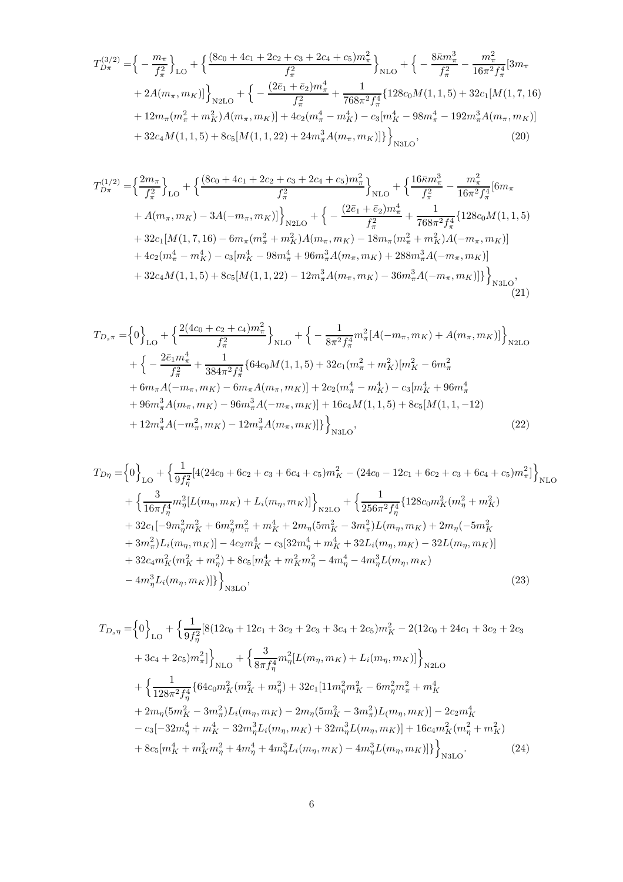$$
\begin{aligned}
T_{D\pi}^{(3/2)} =& \Big\{-\frac{m_\pi}{f_\pi^2}\Big\}_{\rm LO} + \Big\{\frac{(8c_0+4c_1+2c_2+c_3+2c_4+c_5)m_\pi^2}{f_\pi^2}\Big\}_{\rm NLO} + \Big\{-\frac{8\bar{\kappa}m_\pi^3}{f_\pi^2} - \frac{m_\pi^2}{16\pi^2 f_\pi^4}[3m_\pi \\
&+ 2A(m_\pi,m_K)]\Big\}_{\rm N2LO} + \Big\{-\frac{(2\bar{e}_1+\bar{e}_2)m_\pi^4}{f_\pi^2} + \frac{1}{768\pi^2 f_\pi^4}\{128c_0 M(1,1,5) + 32c_1[M(1,7,16) \\
&+ 12m_\pi(m_\pi^2+m_K^2)A(m_\pi,m_K)] + 4c_2(m_\pi^4-m_K^4) - c_3[m_K^4 - 98m_\pi^4 - 192m_\pi^3 A(m_\pi,m_K)] \\
&+ 32c_4 M(1,1,5) + 8c_5[M(1,1,22) + 24m_\pi^3 A(m_\pi,m_K)]\}\Big\}_{\rm N3LO},
\end{aligned}
\tag{20}
$$

$$
\begin{aligned}
T_{D\pi}^{(1/2)} =& \Big\{\frac{2m_\pi}{f_\pi^2}\Big\}_{\rm LO} + \Big\{\frac{(8c_0+4c_1+2c_2+c_3+2c_4+c_5)m_\pi^2}{f_\pi^2}\Big\}_{\rm NLO} + \Big\{\frac{16\bar{\kappa}m_\pi^3}{f_\pi^2} - \frac{m_\pi^2}{16\pi^2 f_\pi^4}[6m_\pi \\
&+ A(m_\pi,m_K) - 3A(-m_\pi,m_K)]\Big\}_{\rm N2LO} + \Big\{-\frac{(2\bar{e}_1+\bar{e}_2)m_\pi^4}{f_\pi^2} + \frac{1}{768\pi^2 f_\pi^4}\{128c_0 M(1,1,5) \\
&+ 32c_1[M(1,7,16) - 6m_\pi(m_\pi^2+m_K^2)A(m_\pi,m_K) - 18m_\pi(m_\pi^2+m_K^2)A(-m_\pi,m_K)] \\
&+ 4c_2(m_\pi^4-m_K^4) - c_3[m_K^4 - 98m_\pi^4 + 96m_\pi^3 A(m_\pi,m_K) + 288m_\pi^3 A(-m_\pi,m_K)] \\
&+ 32c_4 M(1,1,5) + 8c_5[M(1,1,22) - 12m_\pi^3 A(m_\pi,m_K) - 36m_\pi^3 A(-m_\pi,m_K)]\}\Big\}_{\rm N3LO},
\end{aligned}
\tag{21}
$$

$$
\begin{aligned}
T_{D_s\pi} =& \Big\{0\Big\}_{\rm LO} + \Big\{\frac{2(4c_0+c_2+c_4)m_\pi^2}{f_\pi^2}\Big\}_{\rm NLO} + \Big\{-\frac{1}{8\pi^2 f_\pi^4}m_\pi^2[A(-m_\pi,m_K) + A(m_\pi,m_K)]\Big\}_{\rm N2LO} \\
&+ \Big\{-\frac{2\bar{e}_1 m_\pi^4}{f_\pi^2} + \frac{1}{384\pi^2 f_\pi^4}\{64c_0 M(1,1,5) + 32c_1(m_\pi^2+m_K^2)[m_K^2 - 6m_\pi^2 \\
&+ 6m_\pi A(-m_\pi,m_K) - 6m_\pi A(m_\pi,m_K)] + 2c_2(m_\pi^4-m_K^4) - c_3[m_K^4 + 96m_\pi^4 \\
&+ 96m_\pi^3 A(m_\pi,m_K) - 96m_\pi^3 A(-m_\pi,m_K)] + 16c_4 M(1,1,5) + 8c_5[M(1,1,-12) \\
&+ 12m_\pi^3 A(-m_\pi^2,m_K) - 12m_\pi^3 A(m_\pi,m_K)]\}\Big\}_{\rm N3LO},
\end{aligned}
\tag{22}
$$

$$
\begin{aligned}
T_{D\eta} =& \Big\{0\Big\}_{\rm LO} + \Big\{\frac{1}{9f_\eta^2}[4(24c_0+6c_2+c_3+6c_4+c_5)m_K^2 - (24c_0-12c_1+6c_2+c_3+6c_4+c_5)m_\pi^2]\Big\}_{\rm NLO} \\
&+ \Big\{\frac{3}{16\pi f_\eta^4}m_\eta^2[L(m_\eta,m_K) + L_i(m_\eta,m_K)]\Big\}_{\rm N2LO} + \Big\{\frac{1}{256\pi^2 f_\eta^4}\{128c_0 m_K^2(m_\eta^2+m_K^2) \\
&+ 32c_1[-9m_\eta^2 m_K^2 + 6m_\eta^2 m_\pi^2 + m_K^4 + 2m_\eta(5m_K^2-3m_\pi^2)L(m_\eta,m_K) + 2m_\eta(-5m_K^2 \\
&+ 3m_\pi^2)L_i(m_\eta,m_K)] - 4c_2 m_K^4 - c_3[32m_\eta^4 + m_K^4 + 32L_i(m_\eta,m_K) - 32L(m_\eta,m_K)] \\
&+ 32c_4 m_K^2(m_K^2+m_\eta^2) + 8c_5[m_K^4 + m_K^2 m_\eta^2 - 4m_\eta^4 - 4m_\eta^3 L(m_\eta,m_K) \\
&- 4m_\eta^3 L_i(m_\eta,m_K)]\}\Big\}_{\rm N3LO},
\end{aligned}
\tag{23}
$$

$$
\begin{aligned}
T_{D_s\eta} =& \Big\{0\Big\}_{\rm LO} + \Big\{\frac{1}{9f_\eta^2}[8(12c_0+12c_1+3c_2+2c_3+3c_4+2c_5)m_K^2 - 2(12c_0+24c_1+3c_2+2c_3 \\
&+ 3c_4+2c_5)m_\pi^2]\Big\}_{\rm NLO} + \Big\{\frac{3}{8\pi f_\eta^4}m_\eta^2[L(m_\eta,m_K) + L_i(m_\eta,m_K)]\Big\}_{\rm N2LO} \\
&+ \Big\{\frac{1}{128\pi^2 f_\eta^4}\{64c_0 m_K^2(m_K^2+m_\eta^2) + 32c_1[11m_\eta^2 m_K^2 - 6m_\eta^2 m_\pi^2 + m_K^4 \\
&+ 2m_\eta(5m_K^2-3m_\pi^2)L_i(m_\eta,m_K) - 2m_\eta(5m_K^2-3m_\pi^2)L_(m_\eta,m_K)] - 2c_2 m_K^4 \\
&- c_3[-32m_\eta^4 + m_K^4 - 32m_\eta^3 L_i(m_\eta,m_K) + 32m_\eta^3 L(m_\eta,m_K)] + 16c_4 m_K^2(m_\eta^2+m_K^2) \\
&+ 8c_5[m_K^4 + m_K^2 m_\eta^2 + 4m_\eta^4 + 4m_\eta^3 L_i(m_\eta,m_K) - 4m_\eta^3 L(m_\eta,m_K)]\}\Big\}_{\rm N3LO}.
\end{aligned}
\tag{24}
$$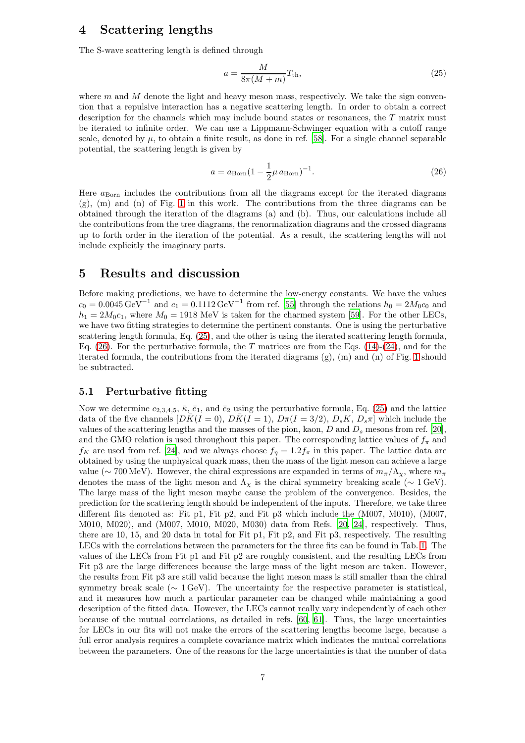## 4 Scattering lengths

The S-wave scattering length is defined through

$$a = \frac{M}{8\pi(M+m)} T_{\rm th}, \tag{25}$$

where $m$ and $M$ denote the light and heavy meson mass, respectively. We take the sign convention that a repulsive interaction has a negative scattering length. In order to obtain a correct description for the channels which may include bound states or resonances, the $T$ matrix must be iterated to infinite order. We can use a Lippmann-Schwinger equation with a cutoff range scale, denoted by $\mu$, to obtain a finite result, as done in ref. [58]. For a single channel separable potential, the scattering length is given by

$$a = a_{\rm Born}(1 - \frac{1}{2}\mu\, a_{\rm Born})^{-1}. \tag{26}$$

Here $a_{\rm Born}$ includes the contributions from all the diagrams except for the iterated diagrams (g), (m) and (n) of Fig. 1 in this work. The contributions from the three diagrams can be obtained through the iteration of the diagrams (a) and (b). Thus, our calculations include all the contributions from the tree diagrams, the renormalization diagrams and the crossed diagrams up to forth order in the iteration of the potential. As a result, the scattering lengths will not include explicitly the imaginary parts.

## 5 Results and discussion

Before making predictions, we have to determine the low-energy constants. We have the values $c_0 = 0.0045\,\text{GeV}^{-1}$ and $c_1 = 0.1112\,\text{GeV}^{-1}$ from ref. [55] through the relations $h_0 = 2M_0c_0$ and $h_1 = 2M_0c_1$, where $M_0 = 1918$ MeV is taken for the charmed system [59]. For the other LECs, we have two fitting strategies to determine the pertinent constants. One is using the perturbative scattering length formula, Eq. (25), and the other is using the iterated scattering length formula, Eq. (26). For the perturbative formula, the $T$ matrices are from the Eqs. (14)-(24), and for the iterated formula, the contributions from the iterated diagrams (g), (m) and (n) of Fig. 1 should be subtracted.

### 5.1 Perturbative fitting

Now we determine $c_{2,3,4,5}$, $\bar{\kappa}$, $\bar{e}_1$, and $\bar{e}_2$ using the perturbative formula, Eq. (25) and the lattice data of the five channels [$D\bar{K}(I=0)$, $D\bar{K}(I=1)$, $D\pi(I=3/2)$, $D_sK$, $D_s\pi$] which include the values of the scattering lengths and the masses of the pion, kaon, $D$ and $D_s$ mesons from ref. [20], and the GMO relation is used throughout this paper. The corresponding lattice values of $f_\pi$ and $f_K$ are used from ref. [24], and we always choose $f_\eta = 1.2f_\pi$ in this paper. The lattice data are obtained by using the unphysical quark mass, then the mass of the light meson can achieve a large value ($\sim 700$ MeV). However, the chiral expressions are expanded in terms of $m_\pi/\Lambda_\chi$, where $m_\pi$ denotes the mass of the light meson and $\Lambda_\chi$ is the chiral symmetry breaking scale ($\sim 1$ GeV). The large mass of the light meson maybe cause the problem of the convergence. Besides, the prediction for the scattering length should be independent of the inputs. Therefore, we take three different fits denoted as: Fit p1, Fit p2, and Fit p3 which include the (M007, M010), (M007, M010, M020), and (M007, M010, M020, M030) data from Refs. [20, 24], respectively. Thus, there are 10, 15, and 20 data in total for Fit p1, Fit p2, and Fit p3, respectively. The resulting LECs with the correlations between the parameters for the three fits can be found in Tab. 1. The values of the LECs from Fit p1 and Fit p2 are roughly consistent, and the resulting LECs from Fit p3 are the large differences because the large mass of the light meson are taken. However, the results from Fit p3 are still valid because the light meson mass is still smaller than the chiral symmetry break scale ($\sim 1$ GeV). The uncertainty for the respective parameter is statistical, and it measures how much a particular parameter can be changed while maintaining a good description of the fitted data. However, the LECs cannot really vary independently of each other because of the mutual correlations, as detailed in refs. [60, 61]. Thus, the large uncertainties for LECs in our fits will not make the errors of the scattering lengths become large, because a full error analysis requires a complete covariance matrix which indicates the mutual correlations between the parameters. One of the reasons for the large uncertainties is that the number of data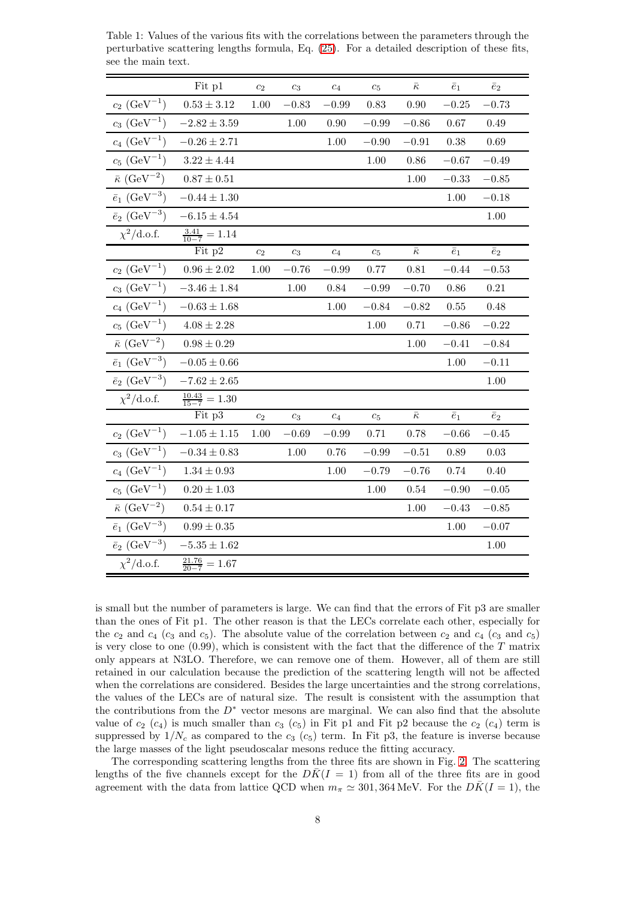Table 1: Values of the various fits with the correlations between the parameters through the perturbative scattering lengths formula, Eq. (25). For a detailed description of these fits, see the main text.

| | Fit p1 | $c_2$ | $c_3$ | $c_4$ | $c_5$ | $\bar{\kappa}$ | $\bar{e}_1$ | $\bar{e}_2$ |
|---|---|---|---|---|---|---|---|---|
| $c_2$ (GeV$^{-1}$) | $0.53 \pm 3.12$ | 1.00 | $-0.83$ | $-0.99$ | 0.83 | 0.90 | $-0.25$ | $-0.73$ |
| $c_3$ (GeV$^{-1}$) | $-2.82 \pm 3.59$ | | 1.00 | 0.90 | $-0.99$ | $-0.86$ | 0.67 | 0.49 |
| $c_4$ (GeV$^{-1}$) | $-0.26 \pm 2.71$ | | | 1.00 | $-0.90$ | $-0.91$ | 0.38 | 0.69 |
| $c_5$ (GeV$^{-1}$) | $3.22 \pm 4.44$ | | | | 1.00 | 0.86 | $-0.67$ | $-0.49$ |
| $\bar{\kappa}$ (GeV$^{-2}$) | $0.87 \pm 0.51$ | | | | | 1.00 | $-0.33$ | $-0.85$ |
| $\bar{e}_1$ (GeV$^{-3}$) | $-0.44 \pm 1.30$ | | | | | | 1.00 | $-0.18$ |
| $\bar{e}_2$ (GeV$^{-3}$) | $-6.15 \pm 4.54$ | | | | | | | 1.00 |
| $\chi^2$/d.o.f. | $\frac{3.41}{10-7} = 1.14$ | | | | | | | |
| | Fit p2 | $c_2$ | $c_3$ | $c_4$ | $c_5$ | $\bar{\kappa}$ | $\bar{e}_1$ | $\bar{e}_2$ |
| $c_2$ (GeV$^{-1}$) | $0.96 \pm 2.02$ | 1.00 | $-0.76$ | $-0.99$ | 0.77 | 0.81 | $-0.44$ | $-0.53$ |
| $c_3$ (GeV$^{-1}$) | $-3.46 \pm 1.84$ | | 1.00 | 0.84 | $-0.99$ | $-0.70$ | 0.86 | 0.21 |
| $c_4$ (GeV$^{-1}$) | $-0.63 \pm 1.68$ | | | 1.00 | $-0.84$ | $-0.82$ | 0.55 | 0.48 |
| $c_5$ (GeV$^{-1}$) | $4.08 \pm 2.28$ | | | | 1.00 | 0.71 | $-0.86$ | $-0.22$ |
| $\bar{\kappa}$ (GeV$^{-2}$) | $0.98 \pm 0.29$ | | | | | 1.00 | $-0.41$ | $-0.84$ |
| $\bar{e}_1$ (GeV$^{-3}$) | $-0.05 \pm 0.66$ | | | | | | 1.00 | $-0.11$ |
| $\bar{e}_2$ (GeV$^{-3}$) | $-7.62 \pm 2.65$ | | | | | | | 1.00 |
| $\chi^2$/d.o.f. | $\frac{10.43}{15-7} = 1.30$ | | | | | | | |
| | Fit p3 | $c_2$ | $c_3$ | $c_4$ | $c_5$ | $\bar{\kappa}$ | $\bar{e}_1$ | $\bar{e}_2$ |
| $c_2$ (GeV$^{-1}$) | $-1.05 \pm 1.15$ | 1.00 | $-0.69$ | $-0.99$ | 0.71 | 0.78 | $-0.66$ | $-0.45$ |
| $c_3$ (GeV$^{-1}$) | $-0.34 \pm 0.83$ | | 1.00 | 0.76 | $-0.99$ | $-0.51$ | 0.89 | 0.03 |
| $c_4$ (GeV$^{-1}$) | $1.34 \pm 0.93$ | | | 1.00 | $-0.79$ | $-0.76$ | 0.74 | 0.40 |
| $c_5$ (GeV$^{-1}$) | $0.20 \pm 1.03$ | | | | 1.00 | 0.54 | $-0.90$ | $-0.05$ |
| $\bar{\kappa}$ (GeV$^{-2}$) | $0.54 \pm 0.17$ | | | | | 1.00 | $-0.43$ | $-0.85$ |
| $\bar{e}_1$ (GeV$^{-3}$) | $0.99 \pm 0.35$ | | | | | | 1.00 | $-0.07$ |
| $\bar{e}_2$ (GeV$^{-3}$) | $-5.35 \pm 1.62$ | | | | | | | 1.00 |
| $\chi^2$/d.o.f. | $\frac{21.76}{20-7} = 1.67$ | | | | | | | |

is small but the number of parameters is large. We can find that the errors of Fit p3 are smaller than the ones of Fit p1. The other reason is that the LECs correlate each other, especially for the $c_2$ and $c_4$ ($c_3$ and $c_5$). The absolute value of the correlation between $c_2$ and $c_4$ ($c_3$ and $c_5$) is very close to one (0.99), which is consistent with the fact that the difference of the $T$ matrix only appears at N3LO. Therefore, we can remove one of them. However, all of them are still retained in our calculation because the prediction of the scattering length will not be affected when the correlations are considered. Besides the large uncertainties and the strong correlations, the values of the LECs are of natural size. The result is consistent with the assumption that the contributions from the $D^*$ vector mesons are marginal. We can also find that the absolute value of $c_2$ ($c_4$) is much smaller than $c_3$ ($c_5$) in Fit p1 and Fit p2 because the $c_2$ ($c_4$) term is suppressed by $1/N_c$ as compared to the $c_3$ ($c_5$) term. In Fit p3, the feature is inverse because the large masses of the light pseudoscalar mesons reduce the fitting accuracy.

The corresponding scattering lengths from the three fits are shown in Fig. 2. The scattering lengths of the five channels except for the $D\bar{K}(I=1)$ from all of the three fits are in good agreement with the data from lattice QCD when $m_\pi \simeq 301, 364\,\mathrm{MeV}$. For the $D\bar{K}(I=1)$, the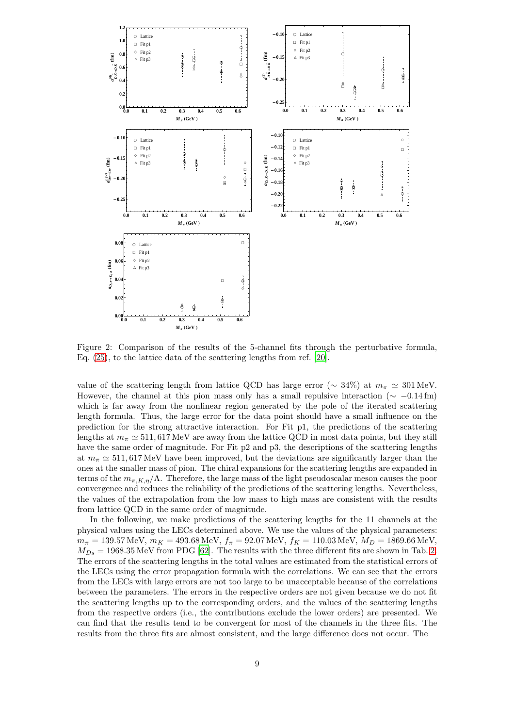Figure 2: Comparison of the results of the 5-channel fits through the perturbative formula, Eq. (25), to the lattice data of the scattering lengths from ref. [20].

value of the scattering length from lattice QCD has large error ($\sim 34\%$) at $m_\pi \simeq 301\,\mathrm{MeV}$. However, the channel at this pion mass only has a small repulsive interaction ($\sim -0.14\,\mathrm{fm}$) which is far away from the nonlinear region generated by the pole of the iterated scattering length formula. Thus, the large error for the data point should have a small influence on the prediction for the strong attractive interaction. For Fit p1, the predictions of the scattering lengths at $m_\pi \simeq 511, 617\,\mathrm{MeV}$ are away from the lattice QCD in most data points, but they still have the same order of magnitude. For Fit p2 and p3, the descriptions of the scattering lengths at $m_\pi \simeq 511, 617\,\mathrm{MeV}$ have been improved, but the deviations are significantly larger than the ones at the smaller mass of pion. The chiral expansions for the scattering lengths are expanded in terms of the $m_{\pi,K,\eta}/\Lambda$. Therefore, the large mass of the light pseudoscalar meson causes the poor convergence and reduces the reliability of the predictions of the scattering lengths. Nevertheless, the values of the extrapolation from the low mass to high mass are consistent with the results from lattice QCD in the same order of magnitude.

In the following, we make predictions of the scattering lengths for the 11 channels at the physical values using the LECs determined above. We use the values of the physical parameters: $m_\pi = 139.57\,\mathrm{MeV}$, $m_K = 493.68\,\mathrm{MeV}$, $f_\pi = 92.07\,\mathrm{MeV}$, $f_K = 110.03\,\mathrm{MeV}$, $M_D = 1869.66\,\mathrm{MeV}$, $M_{Ds} = 1968.35\,\mathrm{MeV}$ from PDG [62]. The results with the three different fits are shown in Tab. 2. The errors of the scattering lengths in the total values are estimated from the statistical errors of the LECs using the error propagation formula with the correlations. We can see that the errors from the LECs with large errors are not too large to be unacceptable because of the correlations between the parameters. The errors in the respective orders are not given because we do not fit the scattering lengths up to the corresponding orders, and the values of the scattering lengths from the respective orders (i.e., the contributions exclude the lower orders) are presented. We can find that the results tend to be convergent for most of the channels in the three fits. The results from the three fits are almost consistent, and the large difference does not occur. The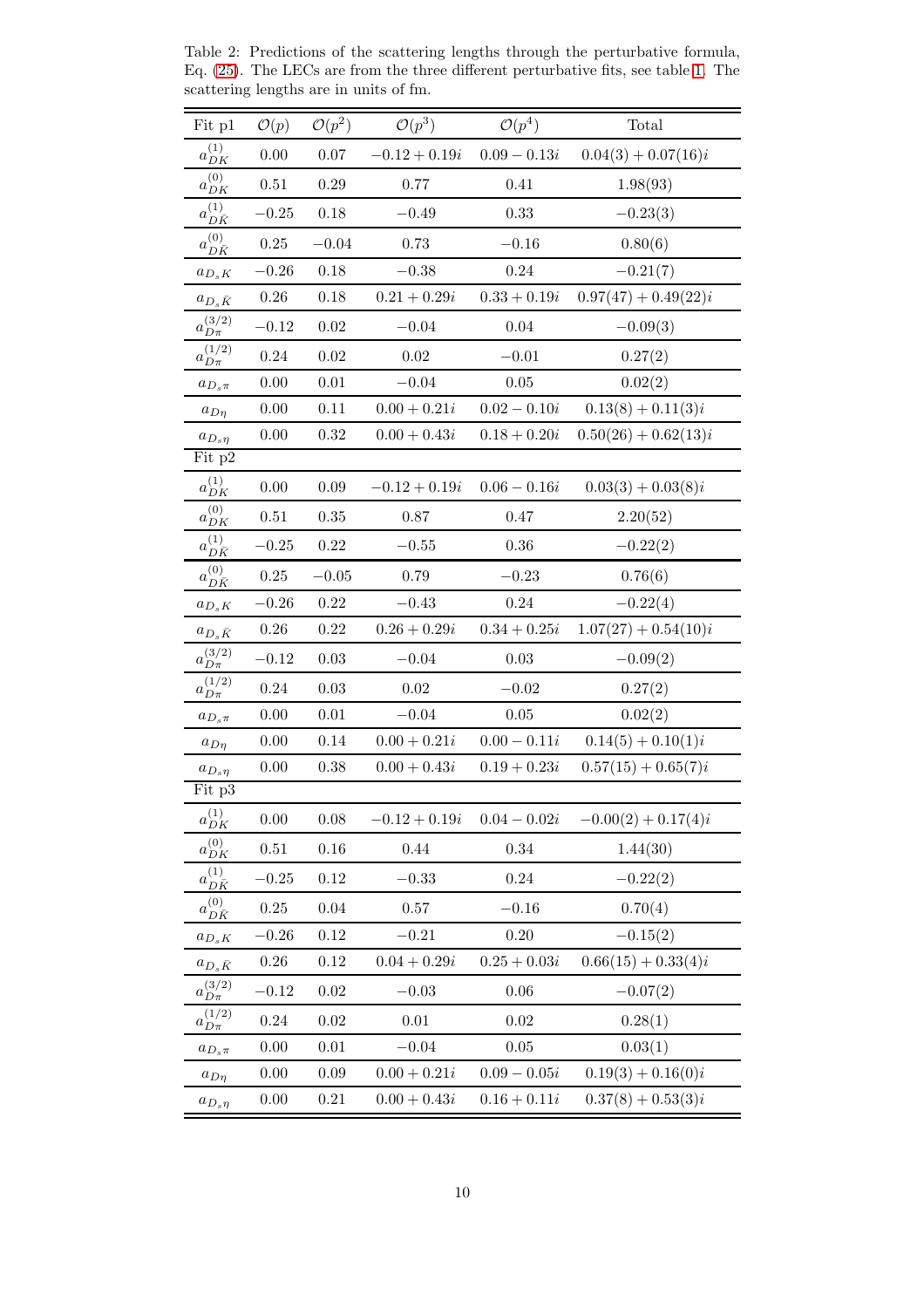Table 2: Predictions of the scattering lengths through the perturbative formula, Eq. (25). The LECs are from the three different perturbative fits, see table 1. The scattering lengths are in units of fm.

| Fit p1 | $\mathcal{O}(p)$ | $\mathcal{O}(p^2)$ | $\mathcal{O}(p^3)$ | $\mathcal{O}(p^4)$ | Total |
|---|---|---|---|---|---|
| $a^{(1)}_{DK}$ | 0.00 | 0.07 | $-0.12+0.19i$ | $0.09-0.13i$ | $0.04(3)+0.07(16)i$ |
| $a^{(0)}_{DK}$ | 0.51 | 0.29 | 0.77 | 0.41 | 1.98(93) |
| $a^{(1)}_{D\bar{K}}$ | $-0.25$ | 0.18 | $-0.49$ | 0.33 | $-0.23(3)$ |
| $a^{(0)}_{D\bar{K}}$ | 0.25 | $-0.04$ | 0.73 | $-0.16$ | 0.80(6) |
| $a_{D_sK}$ | $-0.26$ | 0.18 | $-0.38$ | 0.24 | $-0.21(7)$ |
| $a_{D_s\bar{K}}$ | 0.26 | 0.18 | $0.21+0.29i$ | $0.33+0.19i$ | $0.97(47)+0.49(22)i$ |
| $a^{(3/2)}_{D\pi}$ | $-0.12$ | 0.02 | $-0.04$ | 0.04 | $-0.09(3)$ |
| $a^{(1/2)}_{D\pi}$ | 0.24 | 0.02 | 0.02 | $-0.01$ | 0.27(2) |
| $a_{D_s\pi}$ | 0.00 | 0.01 | $-0.04$ | 0.05 | 0.02(2) |
| $a_{D\eta}$ | 0.00 | 0.11 | $0.00+0.21i$ | $0.02-0.10i$ | $0.13(8)+0.11(3)i$ |
| $a_{D_s\eta}$ | 0.00 | 0.32 | $0.00+0.43i$ | $0.18+0.20i$ | $0.50(26)+0.62(13)i$ |
| Fit p2 | | | | | |
| $a^{(1)}_{DK}$ | 0.00 | 0.09 | $-0.12+0.19i$ | $0.06-0.16i$ | $0.03(3)+0.03(8)i$ |
| $a^{(0)}_{DK}$ | 0.51 | 0.35 | 0.87 | 0.47 | 2.20(52) |
| $a^{(1)}_{D\bar{K}}$ | $-0.25$ | 0.22 | $-0.55$ | 0.36 | $-0.22(2)$ |
| $a^{(0)}_{D\bar{K}}$ | 0.25 | $-0.05$ | 0.79 | $-0.23$ | 0.76(6) |
| $a_{D_sK}$ | $-0.26$ | 0.22 | $-0.43$ | 0.24 | $-0.22(4)$ |
| $a_{D_s\bar{K}}$ | 0.26 | 0.22 | $0.26+0.29i$ | $0.34+0.25i$ | $1.07(27)+0.54(10)i$ |
| $a^{(3/2)}_{D\pi}$ | $-0.12$ | 0.03 | $-0.04$ | 0.03 | $-0.09(2)$ |
| $a^{(1/2)}_{D\pi}$ | 0.24 | 0.03 | 0.02 | $-0.02$ | 0.27(2) |
| $a_{D_s\pi}$ | 0.00 | 0.01 | $-0.04$ | 0.05 | 0.02(2) |
| $a_{D\eta}$ | 0.00 | 0.14 | $0.00+0.21i$ | $0.00-0.11i$ | $0.14(5)+0.10(1)i$ |
| $a_{D_s\eta}$ | 0.00 | 0.38 | $0.00+0.43i$ | $0.19+0.23i$ | $0.57(15)+0.65(7)i$ |
| Fit p3 | | | | | |
| $a^{(1)}_{DK}$ | 0.00 | 0.08 | $-0.12+0.19i$ | $0.04-0.02i$ | $-0.00(2)+0.17(4)i$ |
| $a^{(0)}_{DK}$ | 0.51 | 0.16 | 0.44 | 0.34 | 1.44(30) |
| $a^{(1)}_{D\bar{K}}$ | $-0.25$ | 0.12 | $-0.33$ | 0.24 | $-0.22(2)$ |
| $a^{(0)}_{D\bar{K}}$ | 0.25 | 0.04 | 0.57 | $-0.16$ | 0.70(4) |
| $a_{D_sK}$ | $-0.26$ | 0.12 | $-0.21$ | 0.20 | $-0.15(2)$ |
| $a_{D_s\bar{K}}$ | 0.26 | 0.12 | $0.04+0.29i$ | $0.25+0.03i$ | $0.66(15)+0.33(4)i$ |
| $a^{(3/2)}_{D\pi}$ | $-0.12$ | 0.02 | $-0.03$ | 0.06 | $-0.07(2)$ |
| $a^{(1/2)}_{D\pi}$ | 0.24 | 0.02 | 0.01 | 0.02 | 0.28(1) |
| $a_{D_s\pi}$ | 0.00 | 0.01 | $-0.04$ | 0.05 | 0.03(1) |
| $a_{D\eta}$ | 0.00 | 0.09 | $0.00+0.21i$ | $0.09-0.05i$ | $0.19(3)+0.16(0)i$ |
| $a_{D_s\eta}$ | 0.00 | 0.21 | $0.00+0.43i$ | $0.16+0.11i$ | $0.37(8)+0.53(3)i$ |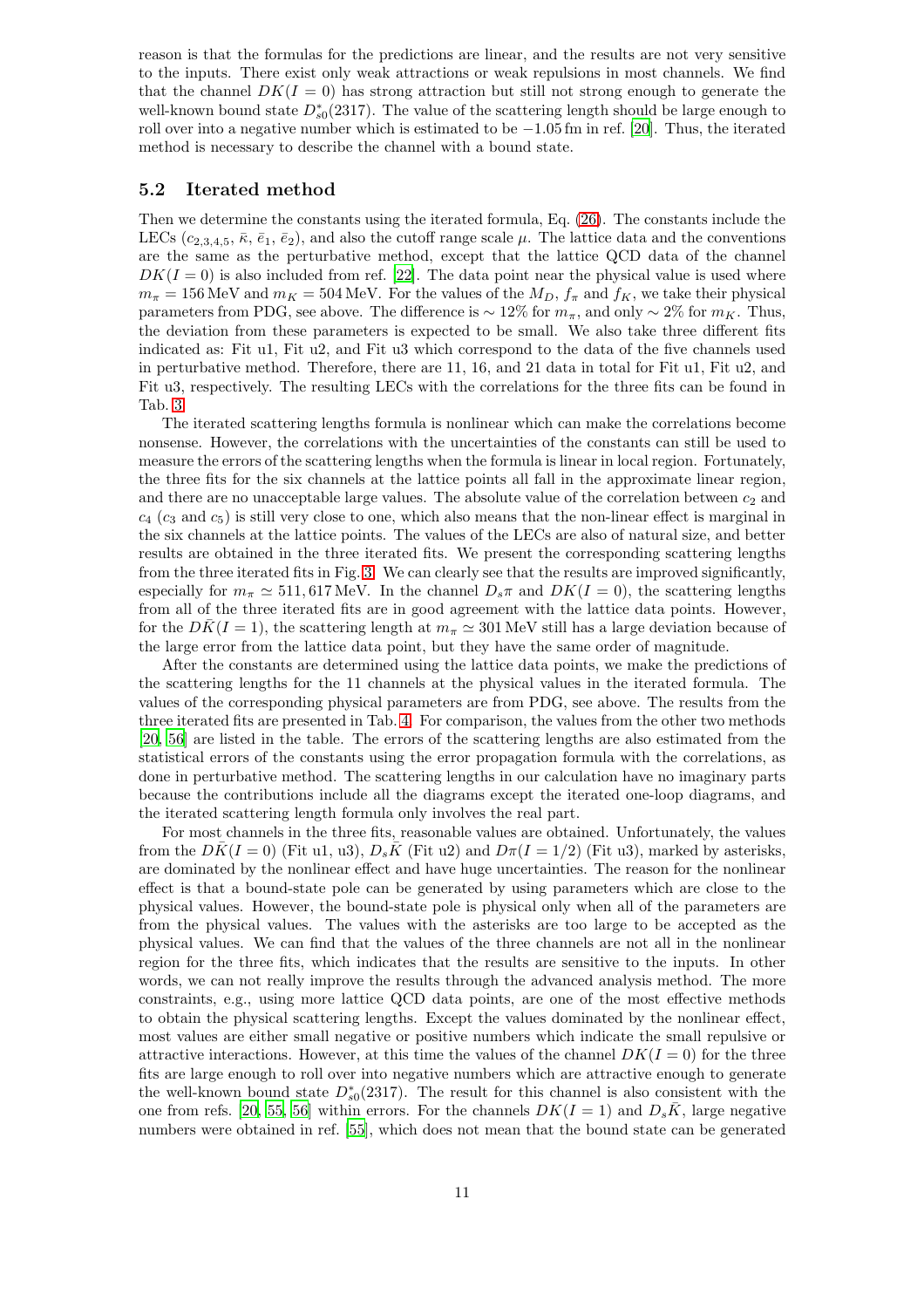reason is that the formulas for the predictions are linear, and the results are not very sensitive to the inputs. There exist only weak attractions or weak repulsions in most channels. We find that the channel $DK(I=0)$ has strong attraction but still not strong enough to generate the well-known bound state $D^*_{s0}(2317)$. The value of the scattering length should be large enough to roll over into a negative number which is estimated to be $-1.05\,\mathrm{fm}$ in ref. [20]. Thus, the iterated method is necessary to describe the channel with a bound state.

### 5.2 Iterated method

Then we determine the constants using the iterated formula, Eq. (26). The constants include the LECs ($c_{2,3,4,5}$, $\bar{\kappa}$, $\bar{e}_1$, $\bar{e}_2$), and also the cutoff range scale $\mu$. The lattice data and the conventions are the same as the perturbative method, except that the lattice QCD data of the channel $DK(I=0)$ is also included from ref. [22]. The data point near the physical value is used where $m_\pi = 156\,\mathrm{MeV}$ and $m_K = 504\,\mathrm{MeV}$. For the values of the $M_D$, $f_\pi$ and $f_K$, we take their physical parameters from PDG, see above. The difference is $\sim 12\%$ for $m_\pi$, and only $\sim 2\%$ for $m_K$. Thus, the deviation from these parameters is expected to be small. We also take three different fits indicated as: Fit u1, Fit u2, and Fit u3 which correspond to the data of the five channels used in perturbative method. Therefore, there are 11, 16, and 21 data in total for Fit u1, Fit u2, and Fit u3, respectively. The resulting LECs with the correlations for the three fits can be found in Tab. 3.

The iterated scattering lengths formula is nonlinear which can make the correlations become nonsense. However, the correlations with the uncertainties of the constants can still be used to measure the errors of the scattering lengths when the formula is linear in local region. Fortunately, the three fits for the six channels at the lattice points all fall in the approximate linear region, and there are no unacceptable large values. The absolute value of the correlation between $c_2$ and $c_4$ ($c_3$ and $c_5$) is still very close to one, which also means that the non-linear effect is marginal in the six channels at the lattice points. The values of the LECs are also of natural size, and better results are obtained in the three iterated fits. We present the corresponding scattering lengths from the three iterated fits in Fig. 3. We can clearly see that the results are improved significantly, especially for $m_\pi \simeq 511, 617\,\mathrm{MeV}$. In the channel $D_s\pi$ and $DK(I=0)$, the scattering lengths from all of the three iterated fits are in good agreement with the lattice data points. However, for the $D\bar{K}(I=1)$, the scattering length at $m_\pi \simeq 301\,\mathrm{MeV}$ still has a large deviation because of the large error from the lattice data point, but they have the same order of magnitude.

After the constants are determined using the lattice data points, we make the predictions of the scattering lengths for the 11 channels at the physical values in the iterated formula. The values of the corresponding physical parameters are from PDG, see above. The results from the three iterated fits are presented in Tab. 4. For comparison, the values from the other two methods [20, 56] are listed in the table. The errors of the scattering lengths are also estimated from the statistical errors of the constants using the error propagation formula with the correlations, as done in perturbative method. The scattering lengths in our calculation have no imaginary parts because the contributions include all the diagrams except the iterated one-loop diagrams, and the iterated scattering length formula only involves the real part.

For most channels in the three fits, reasonable values are obtained. Unfortunately, the values from the $D\bar{K}(I=0)$ (Fit u1, u3), $D_s\bar{K}$ (Fit u2) and $D\pi(I=1/2)$ (Fit u3), marked by asterisks, are dominated by the nonlinear effect and have huge uncertainties. The reason for the nonlinear effect is that a bound-state pole can be generated by using parameters which are close to the physical values. However, the bound-state pole is physical only when all of the parameters are from the physical values. The values with the asterisks are too large to be accepted as the physical values. We can find that the values of the three channels are not all in the nonlinear region for the three fits, which indicates that the results are sensitive to the inputs. In other words, we can not really improve the results through the advanced analysis method. The more constraints, e.g., using more lattice QCD data points, are one of the most effective methods to obtain the physical scattering lengths. Except the values dominated by the nonlinear effect, most values are either small negative or positive numbers which indicate the small repulsive or attractive interactions. However, at this time the values of the channel $DK(I=0)$ for the three fits are large enough to roll over into negative numbers which are attractive enough to generate the well-known bound state $D^*_{s0}(2317)$. The result for this channel is also consistent with the one from refs. [20, 55, 56] within errors. For the channels $DK(I=1)$ and $D_s\bar{K}$, large negative numbers were obtained in ref. [55], which does not mean that the bound state can be generated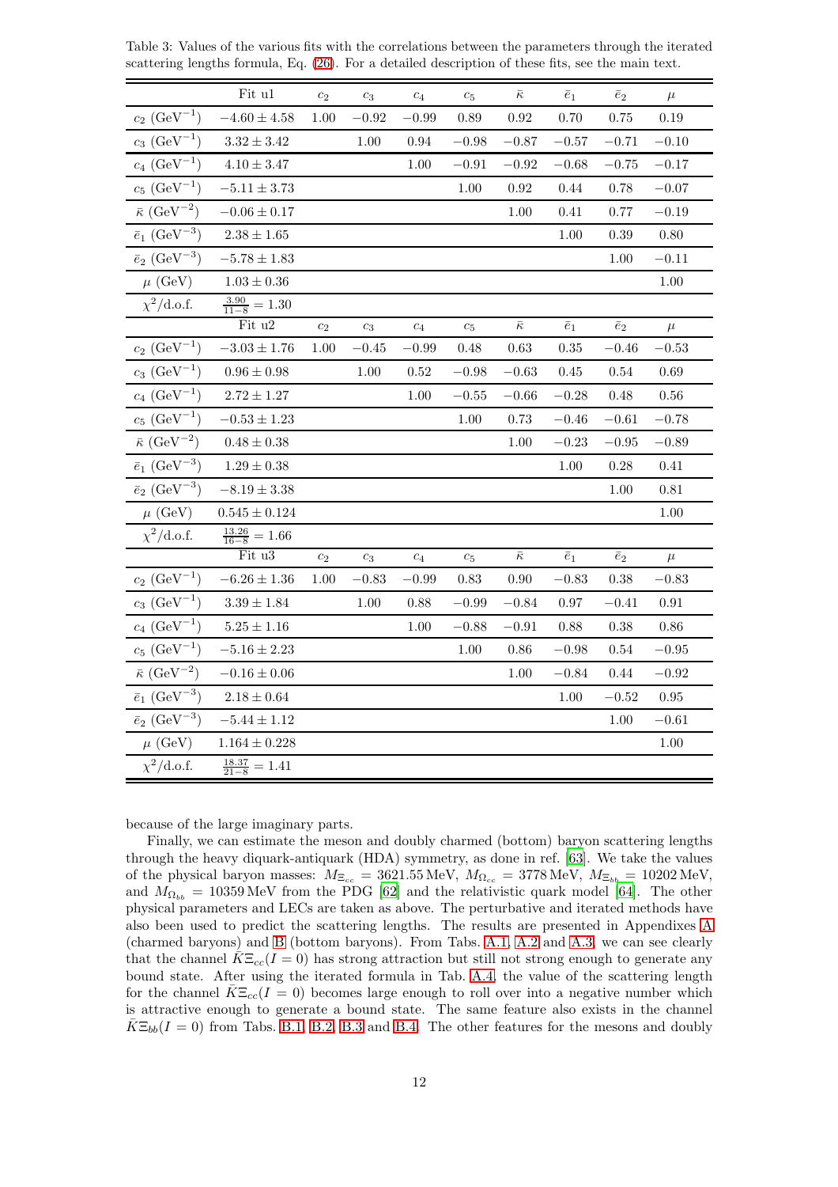Table 3: Values of the various fits with the correlations between the parameters through the iterated scattering lengths formula, Eq. (26). For a detailed description of these fits, see the main text.

| | Fit u1 | $c_2$ | $c_3$ | $c_4$ | $c_5$ | $\bar{\kappa}$ | $\bar{e}_1$ | $\bar{e}_2$ | $\mu$ |
|---|---|---|---|---|---|---|---|---|---|
| $c_2$ (GeV$^{-1}$) | $-4.60 \pm 4.58$ | 1.00 | $-0.92$ | $-0.99$ | 0.89 | 0.92 | 0.70 | 0.75 | 0.19 |
| $c_3$ (GeV$^{-1}$) | $3.32 \pm 3.42$ | | 1.00 | 0.94 | $-0.98$ | $-0.87$ | $-0.57$ | $-0.71$ | $-0.10$ |
| $c_4$ (GeV$^{-1}$) | $4.10 \pm 3.47$ | | | 1.00 | $-0.91$ | $-0.92$ | $-0.68$ | $-0.75$ | $-0.17$ |
| $c_5$ (GeV$^{-1}$) | $-5.11 \pm 3.73$ | | | | 1.00 | 0.92 | 0.44 | 0.78 | $-0.07$ |
| $\bar{\kappa}$ (GeV$^{-2}$) | $-0.06 \pm 0.17$ | | | | | 1.00 | 0.41 | 0.77 | $-0.19$ |
| $\bar{e}_1$ (GeV$^{-3}$) | $2.38 \pm 1.65$ | | | | | | 1.00 | 0.39 | 0.80 |
| $\bar{e}_2$ (GeV$^{-3}$) | $-5.78 \pm 1.83$ | | | | | | | 1.00 | $-0.11$ |
| $\mu$ (GeV) | $1.03 \pm 0.36$ | | | | | | | | 1.00 |
| $\chi^2$/d.o.f. | $\frac{3.90}{11-8} = 1.30$ | | | | | | | | |
| | Fit u2 | $c_2$ | $c_3$ | $c_4$ | $c_5$ | $\bar{\kappa}$ | $\bar{e}_1$ | $\bar{e}_2$ | $\mu$ |
| $c_2$ (GeV$^{-1}$) | $-3.03 \pm 1.76$ | 1.00 | $-0.45$ | $-0.99$ | 0.48 | 0.63 | 0.35 | $-0.46$ | $-0.53$ |
| $c_3$ (GeV$^{-1}$) | $0.96 \pm 0.98$ | | 1.00 | 0.52 | $-0.98$ | $-0.63$ | 0.45 | 0.54 | 0.69 |
| $c_4$ (GeV$^{-1}$) | $2.72 \pm 1.27$ | | | 1.00 | $-0.55$ | $-0.66$ | $-0.28$ | 0.48 | 0.56 |
| $c_5$ (GeV$^{-1}$) | $-0.53 \pm 1.23$ | | | | 1.00 | 0.73 | $-0.46$ | $-0.61$ | $-0.78$ |
| $\bar{\kappa}$ (GeV$^{-2}$) | $0.48 \pm 0.38$ | | | | | 1.00 | $-0.23$ | $-0.95$ | $-0.89$ |
| $\bar{e}_1$ (GeV$^{-3}$) | $1.29 \pm 0.38$ | | | | | | 1.00 | 0.28 | 0.41 |
| $\bar{e}_2$ (GeV$^{-3}$) | $-8.19 \pm 3.38$ | | | | | | | 1.00 | 0.81 |
| $\mu$ (GeV) | $0.545 \pm 0.124$ | | | | | | | | 1.00 |
| $\chi^2$/d.o.f. | $\frac{13.26}{16-8} = 1.66$ | | | | | | | | |
| | Fit u3 | $c_2$ | $c_3$ | $c_4$ | $c_5$ | $\bar{\kappa}$ | $\bar{e}_1$ | $\bar{e}_2$ | $\mu$ |
| $c_2$ (GeV$^{-1}$) | $-6.26 \pm 1.36$ | 1.00 | $-0.83$ | $-0.99$ | 0.83 | 0.90 | $-0.83$ | 0.38 | $-0.83$ |
| $c_3$ (GeV$^{-1}$) | $3.39 \pm 1.84$ | | 1.00 | 0.88 | $-0.99$ | $-0.84$ | 0.97 | $-0.41$ | 0.91 |
| $c_4$ (GeV$^{-1}$) | $5.25 \pm 1.16$ | | | 1.00 | $-0.88$ | $-0.91$ | 0.88 | 0.38 | 0.86 |
| $c_5$ (GeV$^{-1}$) | $-5.16 \pm 2.23$ | | | | 1.00 | 0.86 | $-0.98$ | 0.54 | $-0.95$ |
| $\bar{\kappa}$ (GeV$^{-2}$) | $-0.16 \pm 0.06$ | | | | | 1.00 | $-0.84$ | 0.44 | $-0.92$ |
| $\bar{e}_1$ (GeV$^{-3}$) | $2.18 \pm 0.64$ | | | | | | 1.00 | $-0.52$ | 0.95 |
| $\bar{e}_2$ (GeV$^{-3}$) | $-5.44 \pm 1.12$ | | | | | | | 1.00 | $-0.61$ |
| $\mu$ (GeV) | $1.164 \pm 0.228$ | | | | | | | | 1.00 |
| $\chi^2$/d.o.f. | $\frac{18.37}{21-8} = 1.41$ | | | | | | | | |

because of the large imaginary parts.

Finally, we can estimate the meson and doubly charmed (bottom) baryon scattering lengths through the heavy diquark-antiquark (HDA) symmetry, as done in ref. [63]. We take the values of the physical baryon masses: $M_{\Xi_{cc}} = 3621.55\,\text{MeV}$, $M_{\Omega_{cc}} = 3778\,\text{MeV}$, $M_{\Xi_{bb}} = 10202\,\text{MeV}$, and $M_{\Omega_{bb}} = 10359\,\text{MeV}$ from the PDG [62] and the relativistic quark model [64]. The other physical parameters and LECs are taken as above. The perturbative and iterated methods have also been used to predict the scattering lengths. The results are presented in Appendixes A (charmed baryons) and B (bottom baryons). From Tabs. A.1, A.2 and A.3, we can see clearly that the channel $\bar{K}\Xi_{cc}(I=0)$ has strong attraction but still not strong enough to generate any bound state. After using the iterated formula in Tab. A.4, the value of the scattering length for the channel $\bar{K}\Xi_{cc}(I=0)$ becomes large enough to roll over into a negative number which is attractive enough to generate a bound state. The same feature also exists in the channel $\bar{K}\Xi_{bb}(I=0)$ from Tabs. B.1, B.2, B.3 and B.4. The other features for the mesons and doubly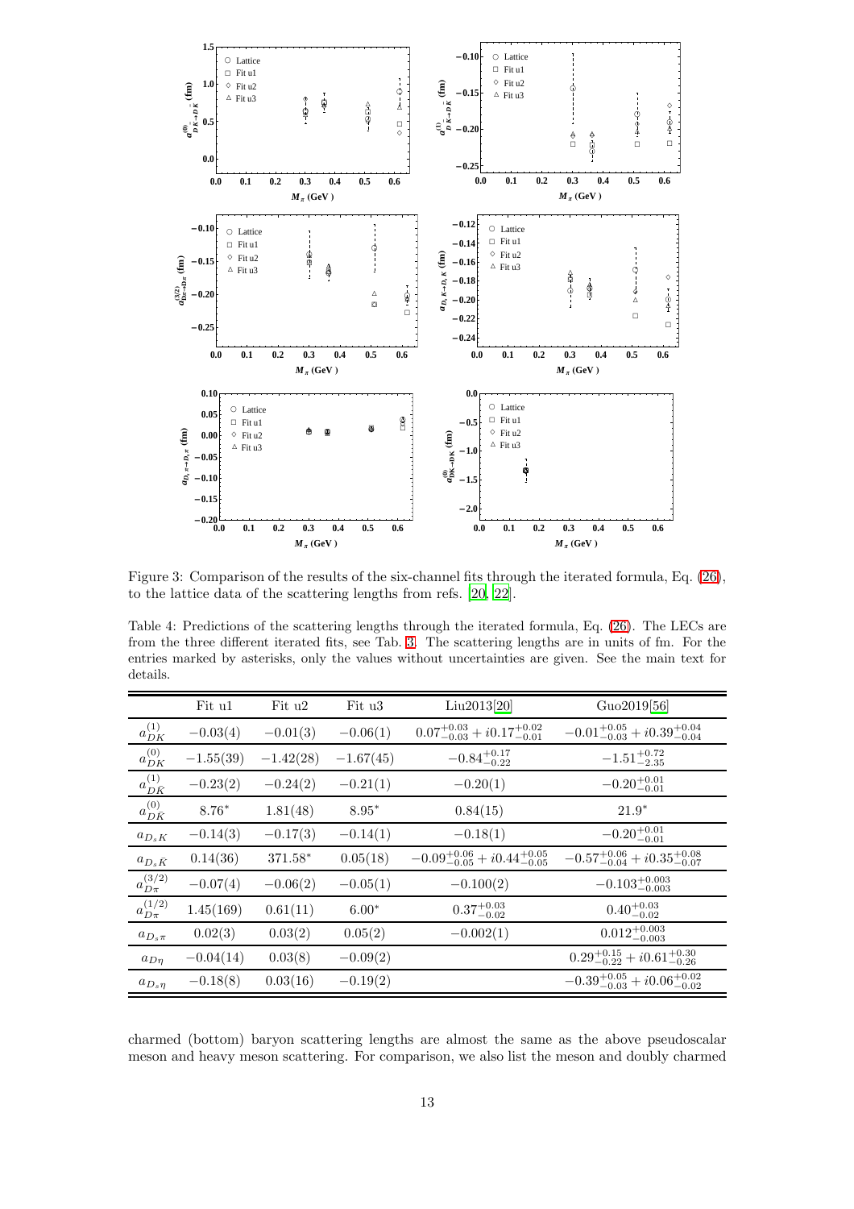Figure 3: Comparison of the results of the six-channel fits through the iterated formula, Eq. (26), to the lattice data of the scattering lengths from refs. [20, 22].

Table 4: Predictions of the scattering lengths through the iterated formula, Eq. (26). The LECs are from the three different iterated fits, see Tab. 3. The scattering lengths are in units of fm. For the entries marked by asterisks, only the values without uncertainties are given. See the main text for details.

| | Fit u1 | Fit u2 | Fit u3 | Liu2013[20] | Guo2019[56] |
|---|---|---|---|---|---|
| $a_{DK}^{(1)}$ | $-0.03(4)$ | $-0.01(3)$ | $-0.06(1)$ | $0.07^{+0.03}_{-0.03} + i0.17^{+0.02}_{-0.01}$ | $-0.01^{+0.05}_{-0.03} + i0.39^{+0.04}_{-0.04}$ |
| $a_{DK}^{(0)}$ | $-1.55(39)$ | $-1.42(28)$ | $-1.67(45)$ | $-0.84^{+0.17}_{-0.22}$ | $-1.51^{+0.72}_{-2.35}$ |
| $a_{D\bar{K}}^{(1)}$ | $-0.23(2)$ | $-0.24(2)$ | $-0.21(1)$ | $-0.20(1)$ | $-0.20^{+0.01}_{-0.01}$ |
| $a_{D\bar{K}}^{(0)}$ | $8.76^*$ | $1.81(48)$ | $8.95^*$ | $0.84(15)$ | $21.9^*$ |
| $a_{D_sK}$ | $-0.14(3)$ | $-0.17(3)$ | $-0.14(1)$ | $-0.18(1)$ | $-0.20^{+0.01}_{-0.01}$ |
| $a_{D_s\bar{K}}$ | $0.14(36)$ | $371.58^*$ | $0.05(18)$ | $-0.09^{+0.06}_{-0.05} + i0.44^{+0.05}_{-0.05}$ | $-0.57^{+0.06}_{-0.04} + i0.35^{+0.08}_{-0.07}$ |
| $a_{D\pi}^{(3/2)}$ | $-0.07(4)$ | $-0.06(2)$ | $-0.05(1)$ | $-0.100(2)$ | $-0.103^{+0.003}_{-0.003}$ |
| $a_{D\pi}^{(1/2)}$ | $1.45(169)$ | $0.61(11)$ | $6.00^*$ | $0.37^{+0.03}_{-0.02}$ | $0.40^{+0.03}_{-0.02}$ |
| $a_{D_s\pi}$ | $0.02(3)$ | $0.03(2)$ | $0.05(2)$ | $-0.002(1)$ | $0.012^{+0.003}_{-0.003}$ |
| $a_{D\eta}$ | $-0.04(14)$ | $0.03(8)$ | $-0.09(2)$ | | $0.29^{+0.15}_{-0.22} + i0.61^{+0.30}_{-0.26}$ |
| $a_{D_s\eta}$ | $-0.18(8)$ | $0.03(16)$ | $-0.19(2)$ | | $-0.39^{+0.05}_{-0.03} + i0.06^{+0.02}_{-0.02}$ |

charmed (bottom) baryon scattering lengths are almost the same as the above pseudoscalar meson and heavy meson scattering. For comparison, we also list the meson and doubly charmed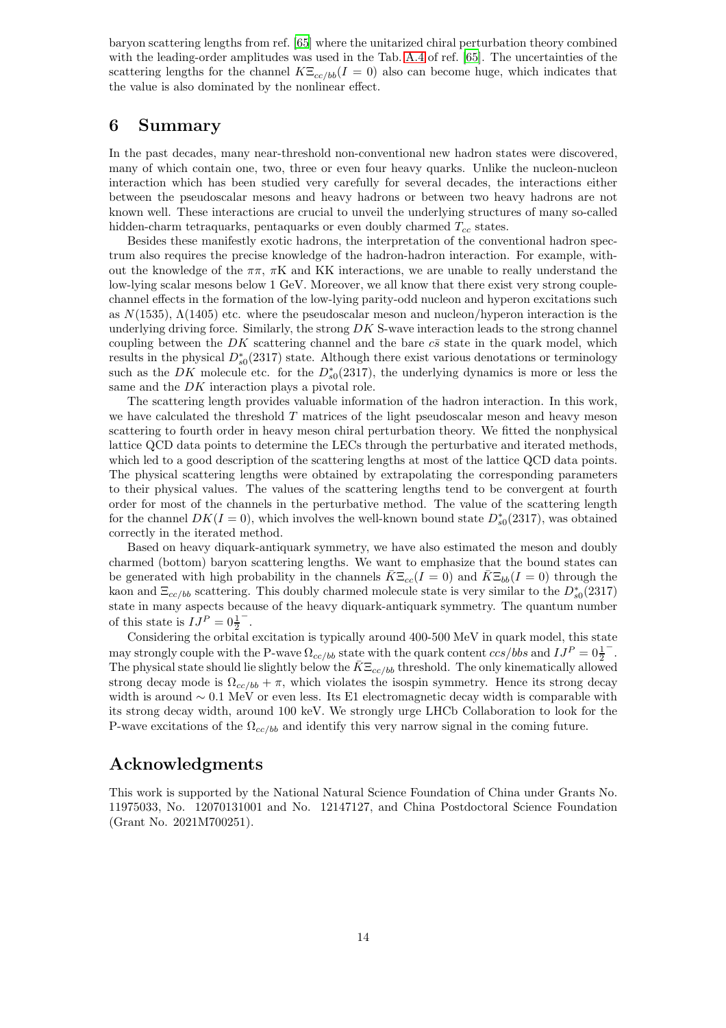baryon scattering lengths from ref. [65] where the unitarized chiral perturbation theory combined with the leading-order amplitudes was used in the Tab. A.4 of ref. [65]. The uncertainties of the scattering lengths for the channel $K\Xi_{cc/bb}(I=0)$ also can become huge, which indicates that the value is also dominated by the nonlinear effect.

## 6 Summary

In the past decades, many near-threshold non-conventional new hadron states were discovered, many of which contain one, two, three or even four heavy quarks. Unlike the nucleon-nucleon interaction which has been studied very carefully for several decades, the interactions either between the pseudoscalar mesons and heavy hadrons or between two heavy hadrons are not known well. These interactions are crucial to unveil the underlying structures of many so-called hidden-charm tetraquarks, pentaquarks or even doubly charmed $T_{cc}$ states.

Besides these manifestly exotic hadrons, the interpretation of the conventional hadron spectrum also requires the precise knowledge of the hadron-hadron interaction. For example, without the knowledge of the $\pi\pi$, $\pi$K and KK interactions, we are unable to really understand the low-lying scalar mesons below 1 GeV. Moreover, we all know that there exist very strong couple-channel effects in the formation of the low-lying parity-odd nucleon and hyperon excitations such as $N(1535)$, $\Lambda(1405)$ etc. where the pseudoscalar meson and nucleon/hyperon interaction is the underlying driving force. Similarly, the strong $DK$ S-wave interaction leads to the strong channel coupling between the $DK$ scattering channel and the bare $c\bar{s}$ state in the quark model, which results in the physical $D^*_{s0}(2317)$ state. Although there exist various denotations or terminology such as the $DK$ molecule etc. for the $D^*_{s0}(2317)$, the underlying dynamics is more or less the same and the $DK$ interaction plays a pivotal role.

The scattering length provides valuable information of the hadron interaction. In this work, we have calculated the threshold $T$ matrices of the light pseudoscalar meson and heavy meson scattering to fourth order in heavy meson chiral perturbation theory. We fitted the nonphysical lattice QCD data points to determine the LECs through the perturbative and iterated methods, which led to a good description of the scattering lengths at most of the lattice QCD data points. The physical scattering lengths were obtained by extrapolating the corresponding parameters to their physical values. The values of the scattering lengths tend to be convergent at fourth order for most of the channels in the perturbative method. The value of the scattering length for the channel $DK(I=0)$, which involves the well-known bound state $D^*_{s0}(2317)$, was obtained correctly in the iterated method.

Based on heavy diquark-antiquark symmetry, we have also estimated the meson and doubly charmed (bottom) baryon scattering lengths. We want to emphasize that the bound states can be generated with high probability in the channels $\bar{K}\Xi_{cc}(I=0)$ and $\bar{K}\Xi_{bb}(I=0)$ through the kaon and $\Xi_{cc/bb}$ scattering. This doubly charmed molecule state is very similar to the $D^*_{s0}(2317)$ state in many aspects because of the heavy diquark-antiquark symmetry. The quantum number of this state is $IJ^P = 0\frac{1}{2}^-$.

Considering the orbital excitation is typically around 400-500 MeV in quark model, this state may strongly couple with the P-wave $\Omega_{cc/bb}$ state with the quark content $ccs/bbs$ and $IJ^P = 0\frac{1}{2}^-$. The physical state should lie slightly below the $\bar{K}\Xi_{cc/bb}$ threshold. The only kinematically allowed strong decay mode is $\Omega_{cc/bb}+\pi$, which violates the isospin symmetry. Hence its strong decay width is around $\sim 0.1$ MeV or even less. Its E1 electromagnetic decay width is comparable with its strong decay width, around 100 keV. We strongly urge LHCb Collaboration to look for the P-wave excitations of the $\Omega_{cc/bb}$ and identify this very narrow signal in the coming future.

## Acknowledgments

This work is supported by the National Natural Science Foundation of China under Grants No. 11975033, No. 12070131001 and No. 12147127, and China Postdoctoral Science Foundation (Grant No. 2021M700251).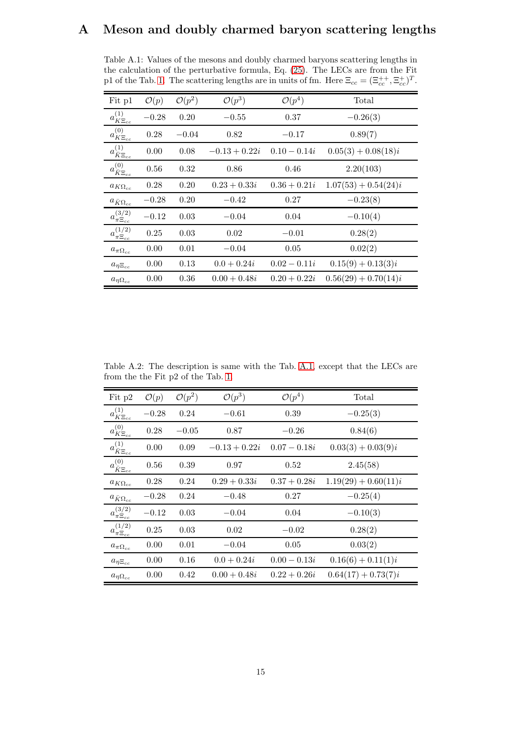# A Meson and doubly charmed baryon scattering lengths

Table A.1: Values of the mesons and doubly charmed baryons scattering lengths in the calculation of the perturbative formula, Eq. (25). The LECs are from the Fit p1 of the Tab. 1. The scattering lengths are in units of fm. Here $\Xi_{cc} = (\Xi_{cc}^{++}, \Xi_{cc}^{+})^T$.

| Fit p1 | $\mathcal{O}(p)$ | $\mathcal{O}(p^2)$ | $\mathcal{O}(p^3)$ | $\mathcal{O}(p^4)$ | Total |
|---|---|---|---|---|---|
| $a^{(1)}_{K\Xi_{cc}}$ | $-0.28$ | $0.20$ | $-0.55$ | $0.37$ | $-0.26(3)$ |
| $a^{(0)}_{K\Xi_{cc}}$ | $0.28$ | $-0.04$ | $0.82$ | $-0.17$ | $0.89(7)$ |
| $a^{(1)}_{\bar{K}\Xi_{cc}}$ | $0.00$ | $0.08$ | $-0.13+0.22i$ | $0.10-0.14i$ | $0.05(3)+0.08(18)i$ |
| $a^{(0)}_{\bar{K}\Xi_{cc}}$ | $0.56$ | $0.32$ | $0.86$ | $0.46$ | $2.20(103)$ |
| $a_{K\Omega_{cc}}$ | $0.28$ | $0.20$ | $0.23+0.33i$ | $0.36+0.21i$ | $1.07(53)+0.54(24)i$ |
| $a_{\bar{K}\Omega_{cc}}$ | $-0.28$ | $0.20$ | $-0.42$ | $0.27$ | $-0.23(8)$ |
| $a^{(3/2)}_{\pi\Xi_{cc}}$ | $-0.12$ | $0.03$ | $-0.04$ | $0.04$ | $-0.10(4)$ |
| $a^{(1/2)}_{\pi\Xi_{cc}}$ | $0.25$ | $0.03$ | $0.02$ | $-0.01$ | $0.28(2)$ |
| $a_{\pi\Omega_{cc}}$ | $0.00$ | $0.01$ | $-0.04$ | $0.05$ | $0.02(2)$ |
| $a_{\eta\Xi_{cc}}$ | $0.00$ | $0.13$ | $0.0+0.24i$ | $0.02-0.11i$ | $0.15(9)+0.13(3)i$ |
| $a_{\eta\Omega_{cc}}$ | $0.00$ | $0.36$ | $0.00+0.48i$ | $0.20+0.22i$ | $0.56(29)+0.70(14)i$ |

Table A.2: The description is same with the Tab. A.1, except that the LECs are from the the Fit p2 of the Tab. 1.

| Fit p2 | $\mathcal{O}(p)$ | $\mathcal{O}(p^2)$ | $\mathcal{O}(p^3)$ | $\mathcal{O}(p^4)$ | Total |
|---|---|---|---|---|---|
| $a^{(1)}_{K\Xi_{cc}}$ | $-0.28$ | $0.24$ | $-0.61$ | $0.39$ | $-0.25(3)$ |
| $a^{(0)}_{K\Xi_{cc}}$ | $0.28$ | $-0.05$ | $0.87$ | $-0.26$ | $0.84(6)$ |
| $a^{(1)}_{\bar{K}\Xi_{cc}}$ | $0.00$ | $0.09$ | $-0.13+0.22i$ | $0.07-0.18i$ | $0.03(3)+0.03(9)i$ |
| $a^{(0)}_{\bar{K}\Xi_{cc}}$ | $0.56$ | $0.39$ | $0.97$ | $0.52$ | $2.45(58)$ |
| $a_{K\Omega_{cc}}$ | $0.28$ | $0.24$ | $0.29+0.33i$ | $0.37+0.28i$ | $1.19(29)+0.60(11)i$ |
| $a_{\bar{K}\Omega_{cc}}$ | $-0.28$ | $0.24$ | $-0.48$ | $0.27$ | $-0.25(4)$ |
| $a^{(3/2)}_{\pi\Xi_{cc}}$ | $-0.12$ | $0.03$ | $-0.04$ | $0.04$ | $-0.10(3)$ |
| $a^{(1/2)}_{\pi\Xi_{cc}}$ | $0.25$ | $0.03$ | $0.02$ | $-0.02$ | $0.28(2)$ |
| $a_{\pi\Omega_{cc}}$ | $0.00$ | $0.01$ | $-0.04$ | $0.05$ | $0.03(2)$ |
| $a_{\eta\Xi_{cc}}$ | $0.00$ | $0.16$ | $0.0+0.24i$ | $0.00-0.13i$ | $0.16(6)+0.11(1)i$ |
| $a_{\eta\Omega_{cc}}$ | $0.00$ | $0.42$ | $0.00+0.48i$ | $0.22+0.26i$ | $0.64(17)+0.73(7)i$ |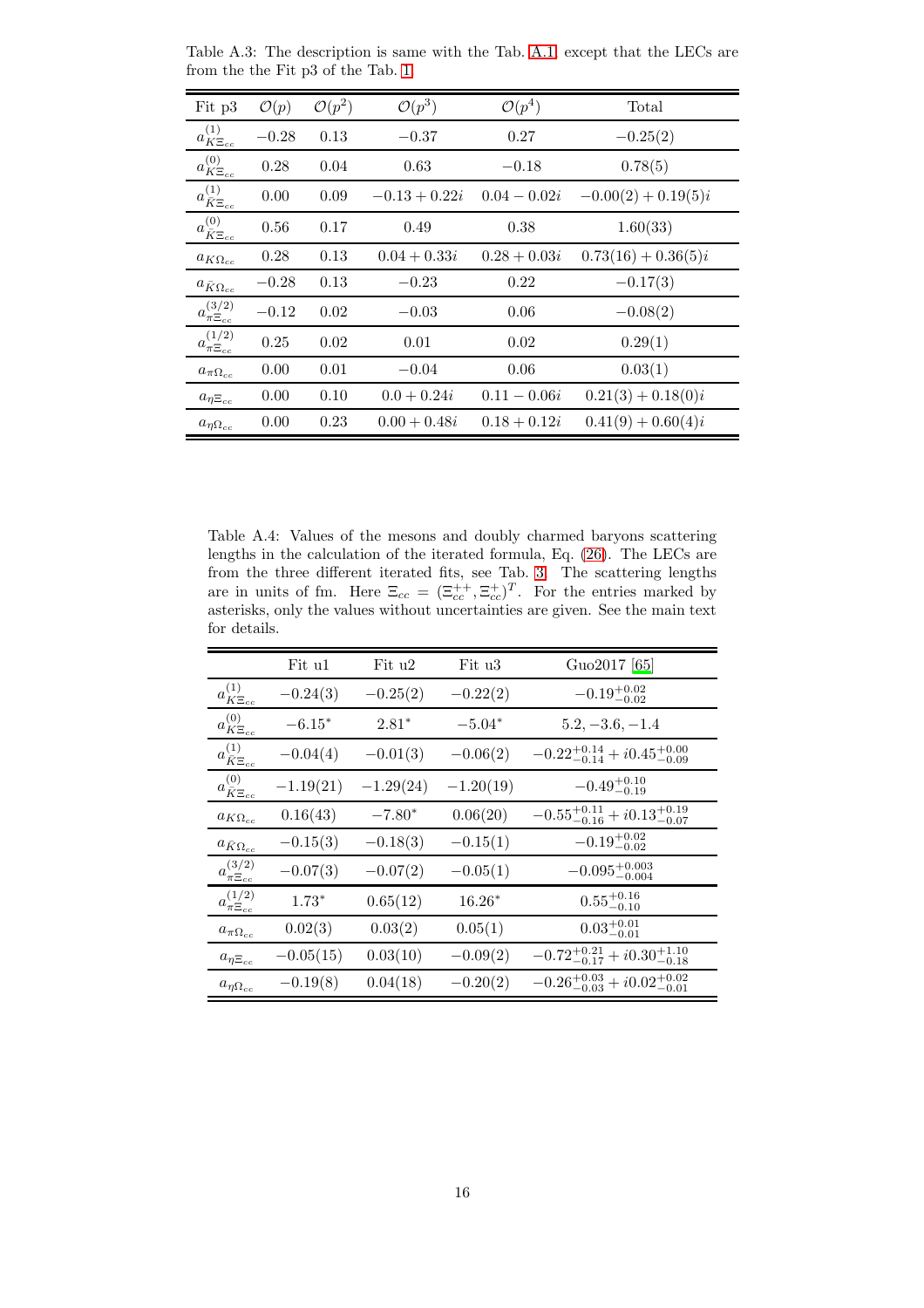Table A.3: The description is same with the Tab. A.1 except that the LECs are from the the Fit p3 of the Tab. 1

| Fit p3 | $\mathcal{O}(p)$ | $\mathcal{O}(p^2)$ | $\mathcal{O}(p^3)$ | $\mathcal{O}(p^4)$ | Total |
|---|---|---|---|---|---|
| $a^{(1)}_{K\Xi_{cc}}$ | $-0.28$ | $0.13$ | $-0.37$ | $0.27$ | $-0.25(2)$ |
| $a^{(0)}_{K\Xi_{cc}}$ | $0.28$ | $0.04$ | $0.63$ | $-0.18$ | $0.78(5)$ |
| $a^{(1)}_{\bar{K}\Xi_{cc}}$ | $0.00$ | $0.09$ | $-0.13+0.22i$ | $0.04-0.02i$ | $-0.00(2)+0.19(5)i$ |
| $a^{(0)}_{\bar{K}\Xi_{cc}}$ | $0.56$ | $0.17$ | $0.49$ | $0.38$ | $1.60(33)$ |
| $a_{K\Omega_{cc}}$ | $0.28$ | $0.13$ | $0.04+0.33i$ | $0.28+0.03i$ | $0.73(16)+0.36(5)i$ |
| $a_{\bar{K}\Omega_{cc}}$ | $-0.28$ | $0.13$ | $-0.23$ | $0.22$ | $-0.17(3)$ |
| $a^{(3/2)}_{\pi\Xi_{cc}}$ | $-0.12$ | $0.02$ | $-0.03$ | $0.06$ | $-0.08(2)$ |
| $a^{(1/2)}_{\pi\Xi_{cc}}$ | $0.25$ | $0.02$ | $0.01$ | $0.02$ | $0.29(1)$ |
| $a_{\pi\Omega_{cc}}$ | $0.00$ | $0.01$ | $-0.04$ | $0.06$ | $0.03(1)$ |
| $a_{\eta\Xi_{cc}}$ | $0.00$ | $0.10$ | $0.0+0.24i$ | $0.11-0.06i$ | $0.21(3)+0.18(0)i$ |
| $a_{\eta\Omega_{cc}}$ | $0.00$ | $0.23$ | $0.00+0.48i$ | $0.18+0.12i$ | $0.41(9)+0.60(4)i$ |

Table A.4: Values of the mesons and doubly charmed baryons scattering lengths in the calculation of the iterated formula, Eq. (26). The LECs are from the three different iterated fits, see Tab. 3. The scattering lengths are in units of fm. Here $\Xi_{cc} = (\Xi_{cc}^{++}, \Xi_{cc}^{+})^T$. For the entries marked by asterisks, only the values without uncertainties are given. See the main text for details.

| | Fit u1 | Fit u2 | Fit u3 | Guo2017 [65] |
|---|---|---|---|---|
| $a^{(1)}_{K\Xi_{cc}}$ | $-0.24(3)$ | $-0.25(2)$ | $-0.22(2)$ | $-0.19^{+0.02}_{-0.02}$ |
| $a^{(0)}_{K\Xi_{cc}}$ | $-6.15^{*}$ | $2.81^{*}$ | $-5.04^{*}$ | $5.2, -3.6, -1.4$ |
| $a^{(1)}_{\bar{K}\Xi_{cc}}$ | $-0.04(4)$ | $-0.01(3)$ | $-0.06(2)$ | $-0.22^{+0.14}_{-0.14}+i0.45^{+0.00}_{-0.09}$ |
| $a^{(0)}_{\bar{K}\Xi_{cc}}$ | $-1.19(21)$ | $-1.29(24)$ | $-1.20(19)$ | $-0.49^{+0.10}_{-0.19}$ |
| $a_{K\Omega_{cc}}$ | $0.16(43)$ | $-7.80^{*}$ | $0.06(20)$ | $-0.55^{+0.11}_{-0.16}+i0.13^{+0.19}_{-0.07}$ |
| $a_{\bar{K}\Omega_{cc}}$ | $-0.15(3)$ | $-0.18(3)$ | $-0.15(1)$ | $-0.19^{+0.02}_{-0.02}$ |
| $a^{(3/2)}_{\pi\Xi_{cc}}$ | $-0.07(3)$ | $-0.07(2)$ | $-0.05(1)$ | $-0.095^{+0.003}_{-0.004}$ |
| $a^{(1/2)}_{\pi\Xi_{cc}}$ | $1.73^{*}$ | $0.65(12)$ | $16.26^{*}$ | $0.55^{+0.16}_{-0.10}$ |
| $a_{\pi\Omega_{cc}}$ | $0.02(3)$ | $0.03(2)$ | $0.05(1)$ | $0.03^{+0.01}_{-0.01}$ |
| $a_{\eta\Xi_{cc}}$ | $-0.05(15)$ | $0.03(10)$ | $-0.09(2)$ | $-0.72^{+0.21}_{-0.17}+i0.30^{+1.10}_{-0.18}$ |
| $a_{\eta\Omega_{cc}}$ | $-0.19(8)$ | $0.04(18)$ | $-0.20(2)$ | $-0.26^{+0.03}_{-0.03}+i0.02^{+0.02}_{-0.01}$ |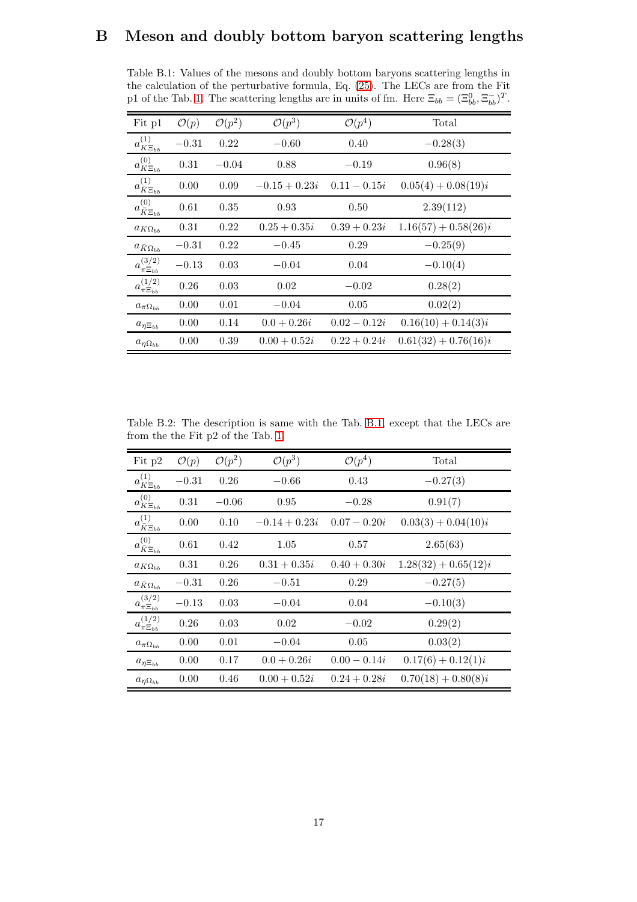# B Meson and doubly bottom baryon scattering lengths

Table B.1: Values of the mesons and doubly bottom baryons scattering lengths in the calculation of the perturbative formula, Eq. (25). The LECs are from the Fit p1 of the Tab. 1. The scattering lengths are in units of fm. Here $\Xi_{bb} = (\Xi_{bb}^0, \Xi_{bb}^-)^T$.

| Fit p1 | $\mathcal{O}(p)$ | $\mathcal{O}(p^2)$ | $\mathcal{O}(p^3)$ | $\mathcal{O}(p^4)$ | Total |
|---|---|---|---|---|---|
| $a^{(1)}_{K\Xi_{bb}}$ | $-0.31$ | $0.22$ | $-0.60$ | $0.40$ | $-0.28(3)$ |
| $a^{(0)}_{K\Xi_{bb}}$ | $0.31$ | $-0.04$ | $0.88$ | $-0.19$ | $0.96(8)$ |
| $a^{(1)}_{\bar{K}\Xi_{bb}}$ | $0.00$ | $0.09$ | $-0.15+0.23i$ | $0.11-0.15i$ | $0.05(4)+0.08(19)i$ |
| $a^{(0)}_{\bar{K}\Xi_{bb}}$ | $0.61$ | $0.35$ | $0.93$ | $0.50$ | $2.39(112)$ |
| $a_{K\Omega_{bb}}$ | $0.31$ | $0.22$ | $0.25+0.35i$ | $0.39+0.23i$ | $1.16(57)+0.58(26)i$ |
| $a_{\bar{K}\Omega_{bb}}$ | $-0.31$ | $0.22$ | $-0.45$ | $0.29$ | $-0.25(9)$ |
| $a^{(3/2)}_{\pi\Xi_{bb}}$ | $-0.13$ | $0.03$ | $-0.04$ | $0.04$ | $-0.10(4)$ |
| $a^{(1/2)}_{\pi\Xi_{bb}}$ | $0.26$ | $0.03$ | $0.02$ | $-0.02$ | $0.28(2)$ |
| $a_{\pi\Omega_{bb}}$ | $0.00$ | $0.01$ | $-0.04$ | $0.05$ | $0.02(2)$ |
| $a_{\eta\Xi_{bb}}$ | $0.00$ | $0.14$ | $0.0+0.26i$ | $0.02-0.12i$ | $0.16(10)+0.14(3)i$ |
| $a_{\eta\Omega_{bb}}$ | $0.00$ | $0.39$ | $0.00+0.52i$ | $0.22+0.24i$ | $0.61(32)+0.76(16)i$ |

Table B.2: The description is same with the Tab. B.1, except that the LECs are from the the Fit p2 of the Tab. 1.

| Fit p2 | $\mathcal{O}(p)$ | $\mathcal{O}(p^2)$ | $\mathcal{O}(p^3)$ | $\mathcal{O}(p^4)$ | Total |
|---|---|---|---|---|---|
| $a^{(1)}_{K\Xi_{bb}}$ | $-0.31$ | $0.26$ | $-0.66$ | $0.43$ | $-0.27(3)$ |
| $a^{(0)}_{K\Xi_{bb}}$ | $0.31$ | $-0.06$ | $0.95$ | $-0.28$ | $0.91(7)$ |
| $a^{(1)}_{\bar{K}\Xi_{bb}}$ | $0.00$ | $0.10$ | $-0.14+0.23i$ | $0.07-0.20i$ | $0.03(3)+0.04(10)i$ |
| $a^{(0)}_{\bar{K}\Xi_{bb}}$ | $0.61$ | $0.42$ | $1.05$ | $0.57$ | $2.65(63)$ |
| $a_{K\Omega_{bb}}$ | $0.31$ | $0.26$ | $0.31+0.35i$ | $0.40+0.30i$ | $1.28(32)+0.65(12)i$ |
| $a_{\bar{K}\Omega_{bb}}$ | $-0.31$ | $0.26$ | $-0.51$ | $0.29$ | $-0.27(5)$ |
| $a^{(3/2)}_{\pi\Xi_{bb}}$ | $-0.13$ | $0.03$ | $-0.04$ | $0.04$ | $-0.10(3)$ |
| $a^{(1/2)}_{\pi\Xi_{bb}}$ | $0.26$ | $0.03$ | $0.02$ | $-0.02$ | $0.29(2)$ |
| $a_{\pi\Omega_{bb}}$ | $0.00$ | $0.01$ | $-0.04$ | $0.05$ | $0.03(2)$ |
| $a_{\eta\Xi_{bb}}$ | $0.00$ | $0.17$ | $0.0+0.26i$ | $0.00-0.14i$ | $0.17(6)+0.12(1)i$ |
| $a_{\eta\Omega_{bb}}$ | $0.00$ | $0.46$ | $0.00+0.52i$ | $0.24+0.28i$ | $0.70(18)+0.80(8)i$ |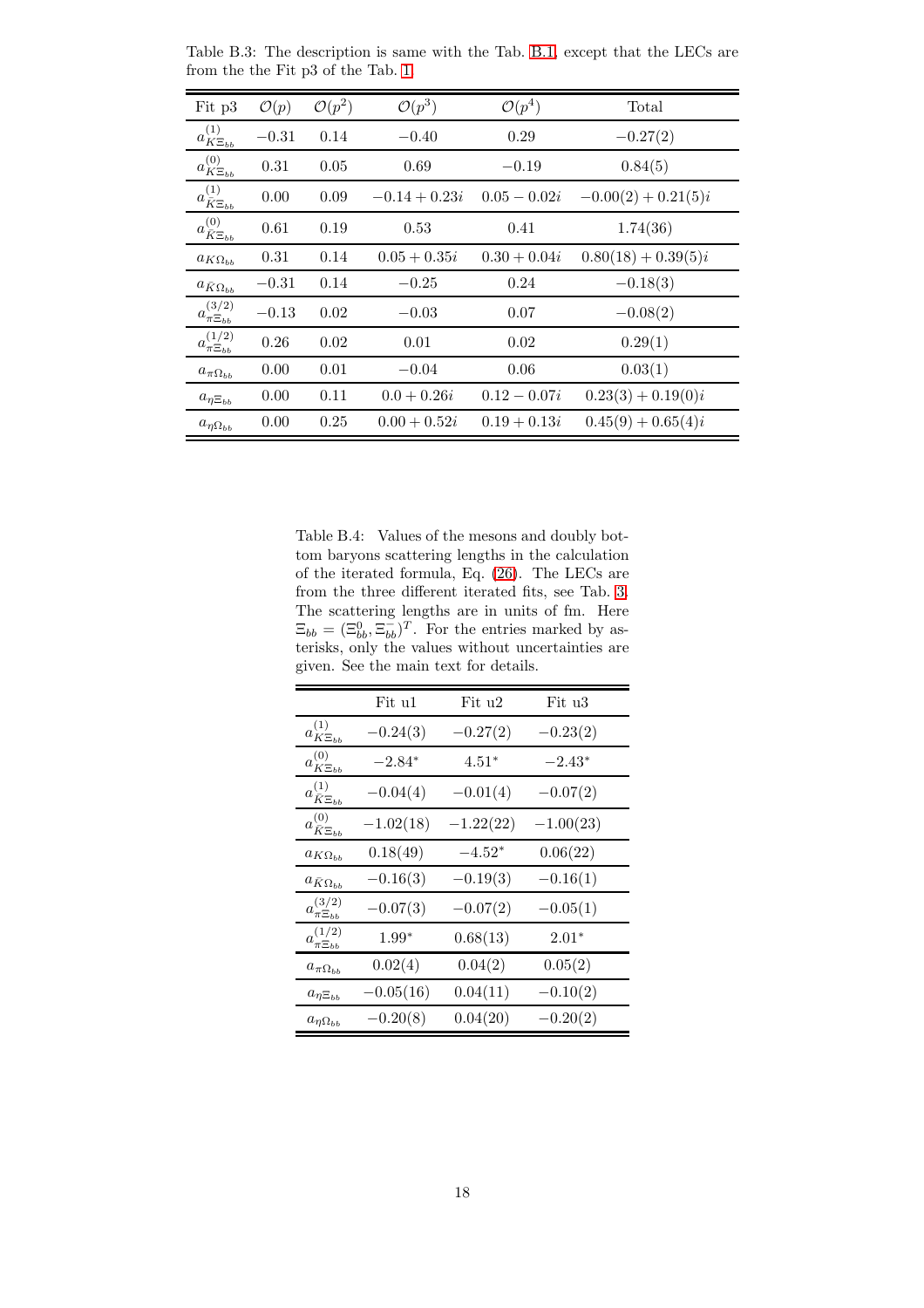Table B.3: The description is same with the Tab. B.1, except that the LECs are from the the Fit p3 of the Tab. 1.

| Fit p3 | $\mathcal{O}(p)$ | $\mathcal{O}(p^2)$ | $\mathcal{O}(p^3)$ | $\mathcal{O}(p^4)$ | Total |
|---|---|---|---|---|---|
| $a^{(1)}_{K\Xi_{bb}}$ | $-0.31$ | $0.14$ | $-0.40$ | $0.29$ | $-0.27(2)$ |
| $a^{(0)}_{K\Xi_{bb}}$ | $0.31$ | $0.05$ | $0.69$ | $-0.19$ | $0.84(5)$ |
| $a^{(1)}_{\bar{K}\Xi_{bb}}$ | $0.00$ | $0.09$ | $-0.14+0.23i$ | $0.05-0.02i$ | $-0.00(2)+0.21(5)i$ |
| $a^{(0)}_{\bar{K}\Xi_{bb}}$ | $0.61$ | $0.19$ | $0.53$ | $0.41$ | $1.74(36)$ |
| $a_{K\Omega_{bb}}$ | $0.31$ | $0.14$ | $0.05+0.35i$ | $0.30+0.04i$ | $0.80(18)+0.39(5)i$ |
| $a_{\bar{K}\Omega_{bb}}$ | $-0.31$ | $0.14$ | $-0.25$ | $0.24$ | $-0.18(3)$ |
| $a^{(3/2)}_{\pi\Xi_{bb}}$ | $-0.13$ | $0.02$ | $-0.03$ | $0.07$ | $-0.08(2)$ |
| $a^{(1/2)}_{\pi\Xi_{bb}}$ | $0.26$ | $0.02$ | $0.01$ | $0.02$ | $0.29(1)$ |
| $a_{\pi\Omega_{bb}}$ | $0.00$ | $0.01$ | $-0.04$ | $0.06$ | $0.03(1)$ |
| $a_{\eta\Xi_{bb}}$ | $0.00$ | $0.11$ | $0.0+0.26i$ | $0.12-0.07i$ | $0.23(3)+0.19(0)i$ |
| $a_{\eta\Omega_{bb}}$ | $0.00$ | $0.25$ | $0.00+0.52i$ | $0.19+0.13i$ | $0.45(9)+0.65(4)i$ |

Table B.4: Values of the mesons and doubly bottom baryons scattering lengths in the calculation of the iterated formula, Eq. (26). The LECs are from the three different iterated fits, see Tab. 3. The scattering lengths are in units of fm. Here $\Xi_{bb}=(\Xi^0_{bb},\Xi^-_{bb})^T$. For the entries marked by asterisks, only the values without uncertainties are given. See the main text for details.

| | Fit u1 | Fit u2 | Fit u3 |
|---|---|---|---|
| $a^{(1)}_{K\Xi_{bb}}$ | $-0.24(3)$ | $-0.27(2)$ | $-0.23(2)$ |
| $a^{(0)}_{K\Xi_{bb}}$ | $-2.84^*$ | $4.51^*$ | $-2.43^*$ |
| $a^{(1)}_{\bar{K}\Xi_{bb}}$ | $-0.04(4)$ | $-0.01(4)$ | $-0.07(2)$ |
| $a^{(0)}_{\bar{K}\Xi_{bb}}$ | $-1.02(18)$ | $-1.22(22)$ | $-1.00(23)$ |
| $a_{K\Omega_{bb}}$ | $0.18(49)$ | $-4.52^*$ | $0.06(22)$ |
| $a_{\bar{K}\Omega_{bb}}$ | $-0.16(3)$ | $-0.19(3)$ | $-0.16(1)$ |
| $a^{(3/2)}_{\pi\Xi_{bb}}$ | $-0.07(3)$ | $-0.07(2)$ | $-0.05(1)$ |
| $a^{(1/2)}_{\pi\Xi_{bb}}$ | $1.99^*$ | $0.68(13)$ | $2.01^*$ |
| $a_{\pi\Omega_{bb}}$ | $0.02(4)$ | $0.04(2)$ | $0.05(2)$ |
| $a_{\eta\Xi_{bb}}$ | $-0.05(16)$ | $0.04(11)$ | $-0.10(2)$ |
| $a_{\eta\Omega_{bb}}$ | $-0.20(8)$ | $0.04(20)$ | $-0.20(2)$ |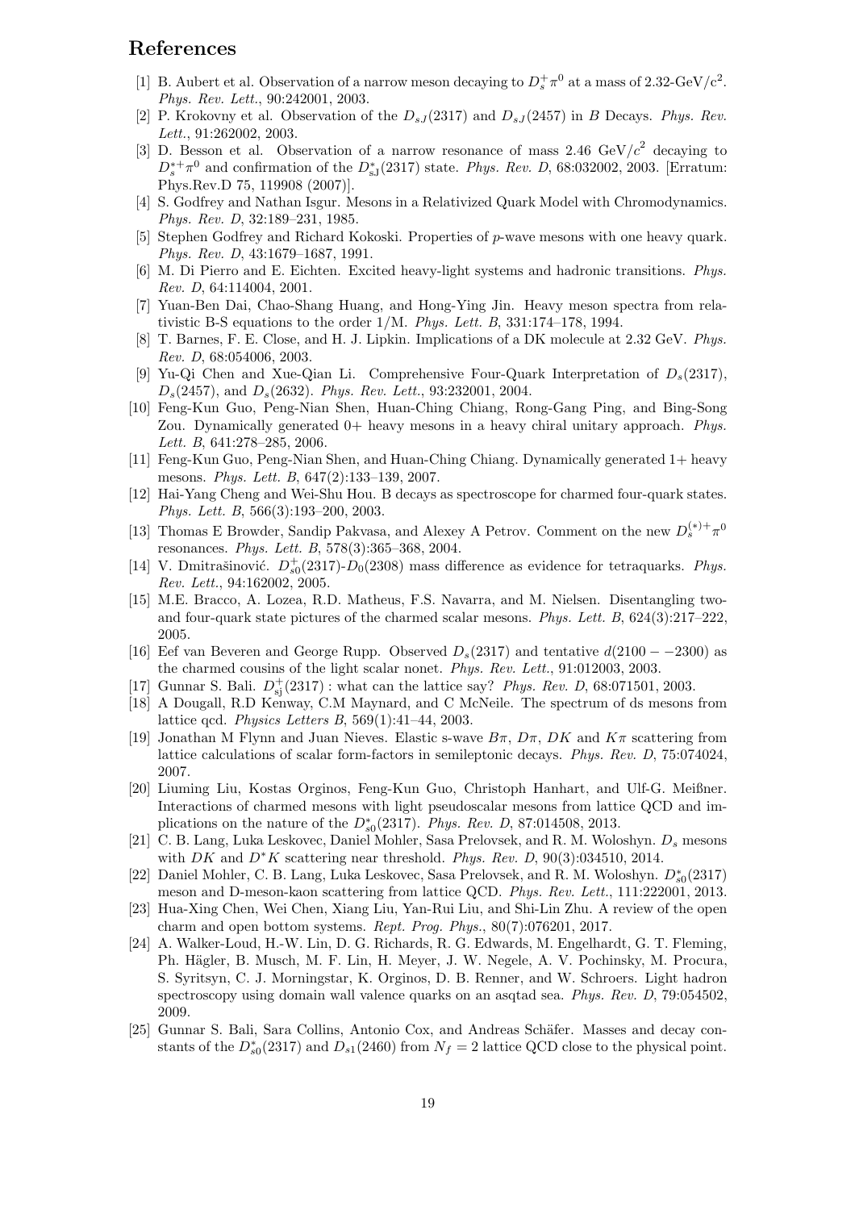## References

[1] B. Aubert et al. Observation of a narrow meson decaying to $D_s^+\pi^0$ at a mass of 2.32-GeV/c$^2$. *Phys. Rev. Lett.*, 90:242001, 2003.

[2] P. Krokovny et al. Observation of the $D_{sJ}(2317)$ and $D_{sJ}(2457)$ in $B$ Decays. *Phys. Rev. Lett.*, 91:262002, 2003.

[3] D. Besson et al. Observation of a narrow resonance of mass 2.46 GeV/$c^2$ decaying to $D_s^{*+}\pi^0$ and confirmation of the $D_{sJ}^*(2317)$ state. *Phys. Rev. D*, 68:032002, 2003. [Erratum: Phys.Rev.D 75, 119908 (2007)].

[4] S. Godfrey and Nathan Isgur. Mesons in a Relativized Quark Model with Chromodynamics. *Phys. Rev. D*, 32:189–231, 1985.

[5] Stephen Godfrey and Richard Kokoski. Properties of $p$-wave mesons with one heavy quark. *Phys. Rev. D*, 43:1679–1687, 1991.

[6] M. Di Pierro and E. Eichten. Excited heavy-light systems and hadronic transitions. *Phys. Rev. D*, 64:114004, 2001.

[7] Yuan-Ben Dai, Chao-Shang Huang, and Hong-Ying Jin. Heavy meson spectra from relativistic B-S equations to the order 1/M. *Phys. Lett. B*, 331:174–178, 1994.

[8] T. Barnes, F. E. Close, and H. J. Lipkin. Implications of a DK molecule at 2.32 GeV. *Phys. Rev. D*, 68:054006, 2003.

[9] Yu-Qi Chen and Xue-Qian Li. Comprehensive Four-Quark Interpretation of $D_s(2317)$, $D_s(2457)$, and $D_s(2632)$. *Phys. Rev. Lett.*, 93:232001, 2004.

[10] Feng-Kun Guo, Peng-Nian Shen, Huan-Ching Chiang, Rong-Gang Ping, and Bing-Song Zou. Dynamically generated 0+ heavy mesons in a heavy chiral unitary approach. *Phys. Lett. B*, 641:278–285, 2006.

[11] Feng-Kun Guo, Peng-Nian Shen, and Huan-Ching Chiang. Dynamically generated 1+ heavy mesons. *Phys. Lett. B*, 647(2):133–139, 2007.

[12] Hai-Yang Cheng and Wei-Shu Hou. B decays as spectroscope for charmed four-quark states. *Phys. Lett. B*, 566(3):193–200, 2003.

[13] Thomas E Browder, Sandip Pakvasa, and Alexey A Petrov. Comment on the new $D_s^{(*)+}\pi^0$ resonances. *Phys. Lett. B*, 578(3):365–368, 2004.

[14] V. Dmitrašinović. $D_{s0}^+(2317)$-$D_0(2308)$ mass difference as evidence for tetraquarks. *Phys. Rev. Lett.*, 94:162002, 2005.

[15] M.E. Bracco, A. Lozea, R.D. Matheus, F.S. Navarra, and M. Nielsen. Disentangling two- and four-quark state pictures of the charmed scalar mesons. *Phys. Lett. B*, 624(3):217–222, 2005.

[16] Eef van Beveren and George Rupp. Observed $D_s(2317)$ and tentative $d(2100--2300)$ as the charmed cousins of the light scalar nonet. *Phys. Rev. Lett.*, 91:012003, 2003.

[17] Gunnar S. Bali. $D_{sj}^+(2317)$ : what can the lattice say? *Phys. Rev. D*, 68:071501, 2003.

[18] A Dougall, R.D Kenway, C.M Maynard, and C McNeile. The spectrum of ds mesons from lattice qcd. *Physics Letters B*, 569(1):41–44, 2003.

[19] Jonathan M Flynn and Juan Nieves. Elastic s-wave $B\pi$, $D\pi$, $DK$ and $K\pi$ scattering from lattice calculations of scalar form-factors in semileptonic decays. *Phys. Rev. D*, 75:074024, 2007.

[20] Liuming Liu, Kostas Orginos, Feng-Kun Guo, Christoph Hanhart, and Ulf-G. Meißner. Interactions of charmed mesons with light pseudoscalar mesons from lattice QCD and implications on the nature of the $D_{s0}^*(2317)$. *Phys. Rev. D*, 87:014508, 2013.

[21] C. B. Lang, Luka Leskovec, Daniel Mohler, Sasa Prelovsek, and R. M. Woloshyn. $D_s$ mesons with $DK$ and $D^*K$ scattering near threshold. *Phys. Rev. D*, 90(3):034510, 2014.

[22] Daniel Mohler, C. B. Lang, Luka Leskovec, Sasa Prelovsek, and R. M. Woloshyn. $D_{s0}^*(2317)$ meson and D-meson-kaon scattering from lattice QCD. *Phys. Rev. Lett.*, 111:222001, 2013.

[23] Hua-Xing Chen, Wei Chen, Xiang Liu, Yan-Rui Liu, and Shi-Lin Zhu. A review of the open charm and open bottom systems. *Rept. Prog. Phys.*, 80(7):076201, 2017.

[24] A. Walker-Loud, H.-W. Lin, D. G. Richards, R. G. Edwards, M. Engelhardt, G. T. Fleming, Ph. Hägler, B. Musch, M. F. Lin, H. Meyer, J. W. Negele, A. V. Pochinsky, M. Procura, S. Syritsyn, C. J. Morningstar, K. Orginos, D. B. Renner, and W. Schroers. Light hadron spectroscopy using domain wall valence quarks on an asqtad sea. *Phys. Rev. D*, 79:054502, 2009.

[25] Gunnar S. Bali, Sara Collins, Antonio Cox, and Andreas Schäfer. Masses and decay constants of the $D_{s0}^*(2317)$ and $D_{s1}(2460)$ from $N_f = 2$ lattice QCD close to the physical point.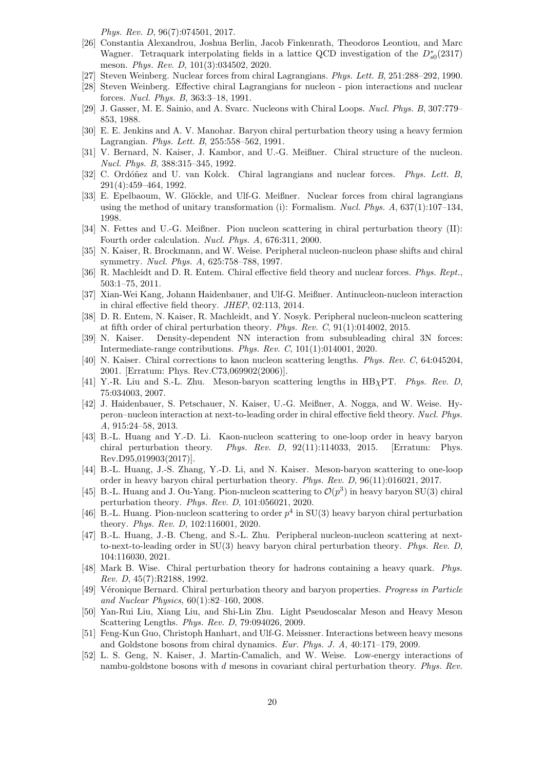*Phys. Rev. D*, 96(7):074501, 2017.

[26] Constantia Alexandrou, Joshua Berlin, Jacob Finkenrath, Theodoros Leontiou, and Marc Wagner. Tetraquark interpolating fields in a lattice QCD investigation of the $D_{s0}^*(2317)$ meson. *Phys. Rev. D*, 101(3):034502, 2020.

[27] Steven Weinberg. Nuclear forces from chiral Lagrangians. *Phys. Lett. B*, 251:288–292, 1990.

[28] Steven Weinberg. Effective chiral Lagrangians for nucleon - pion interactions and nuclear forces. *Nucl. Phys. B*, 363:3–18, 1991.

[29] J. Gasser, M. E. Sainio, and A. Svarc. Nucleons with Chiral Loops. *Nucl. Phys. B*, 307:779–853, 1988.

[30] E. E. Jenkins and A. V. Manohar. Baryon chiral perturbation theory using a heavy fermion Lagrangian. *Phys. Lett. B*, 255:558–562, 1991.

[31] V. Bernard, N. Kaiser, J. Kambor, and U.-G. Meißner. Chiral structure of the nucleon. *Nucl. Phys. B*, 388:315–345, 1992.

[32] C. Ordóñez and U. van Kolck. Chiral lagrangians and nuclear forces. *Phys. Lett. B*, 291(4):459–464, 1992.

[33] E. Epelbaoum, W. Glöckle, and Ulf-G. Meißner. Nuclear forces from chiral lagrangians using the method of unitary transformation (i): Formalism. *Nucl. Phys. A*, 637(1):107–134, 1998.

[34] N. Fettes and U.-G. Meißner. Pion nucleon scattering in chiral perturbation theory (II): Fourth order calculation. *Nucl. Phys. A*, 676:311, 2000.

[35] N. Kaiser, R. Brockmann, and W. Weise. Peripheral nucleon-nucleon phase shifts and chiral symmetry. *Nucl. Phys. A*, 625:758–788, 1997.

[36] R. Machleidt and D. R. Entem. Chiral effective field theory and nuclear forces. *Phys. Rept.*, 503:1–75, 2011.

[37] Xian-Wei Kang, Johann Haidenbauer, and Ulf-G. Meißner. Antinucleon-nucleon interaction in chiral effective field theory. *JHEP*, 02:113, 2014.

[38] D. R. Entem, N. Kaiser, R. Machleidt, and Y. Nosyk. Peripheral nucleon-nucleon scattering at fifth order of chiral perturbation theory. *Phys. Rev. C*, 91(1):014002, 2015.

[39] N. Kaiser. Density-dependent NN interaction from subsubleading chiral 3N forces: Intermediate-range contributions. *Phys. Rev. C*, 101(1):014001, 2020.

[40] N. Kaiser. Chiral corrections to kaon nucleon scattering lengths. *Phys. Rev. C*, 64:045204, 2001. [Erratum: Phys. Rev.C73,069902(2006)].

[41] Y.-R. Liu and S.-L. Zhu. Meson-baryon scattering lengths in HB$\chi$PT. *Phys. Rev. D*, 75:034003, 2007.

[42] J. Haidenbauer, S. Petschauer, N. Kaiser, U.-G. Meißner, A. Nogga, and W. Weise. Hyperon–nucleon interaction at next-to-leading order in chiral effective field theory. *Nucl. Phys. A*, 915:24–58, 2013.

[43] B.-L. Huang and Y.-D. Li. Kaon-nucleon scattering to one-loop order in heavy baryon chiral perturbation theory. *Phys. Rev. D*, 92(11):114033, 2015. [Erratum: Phys. Rev.D95,019903(2017)].

[44] B.-L. Huang, J.-S. Zhang, Y.-D. Li, and N. Kaiser. Meson-baryon scattering to one-loop order in heavy baryon chiral perturbation theory. *Phys. Rev. D*, 96(11):016021, 2017.

[45] B.-L. Huang and J. Ou-Yang. Pion-nucleon scattering to $\mathcal{O}(p^3)$ in heavy baryon SU(3) chiral perturbation theory. *Phys. Rev. D*, 101:056021, 2020.

[46] B.-L. Huang. Pion-nucleon scattering to order $p^4$ in SU(3) heavy baryon chiral perturbation theory. *Phys. Rev. D*, 102:116001, 2020.

[47] B.-L. Huang, J.-B. Cheng, and S.-L. Zhu. Peripheral nucleon-nucleon scattering at next-to-next-to-leading order in SU(3) heavy baryon chiral perturbation theory. *Phys. Rev. D*, 104:116030, 2021.

[48] Mark B. Wise. Chiral perturbation theory for hadrons containing a heavy quark. *Phys. Rev. D*, 45(7):R2188, 1992.

[49] Véronique Bernard. Chiral perturbation theory and baryon properties. *Progress in Particle and Nuclear Physics*, 60(1):82–160, 2008.

[50] Yan-Rui Liu, Xiang Liu, and Shi-Lin Zhu. Light Pseudoscalar Meson and Heavy Meson Scattering Lengths. *Phys. Rev. D*, 79:094026, 2009.

[51] Feng-Kun Guo, Christoph Hanhart, and Ulf-G. Meissner. Interactions between heavy mesons and Goldstone bosons from chiral dynamics. *Eur. Phys. J. A*, 40:171–179, 2009.

[52] L. S. Geng, N. Kaiser, J. Martin-Camalich, and W. Weise. Low-energy interactions of nambu-goldstone bosons with $d$ mesons in covariant chiral perturbation theory. *Phys. Rev.*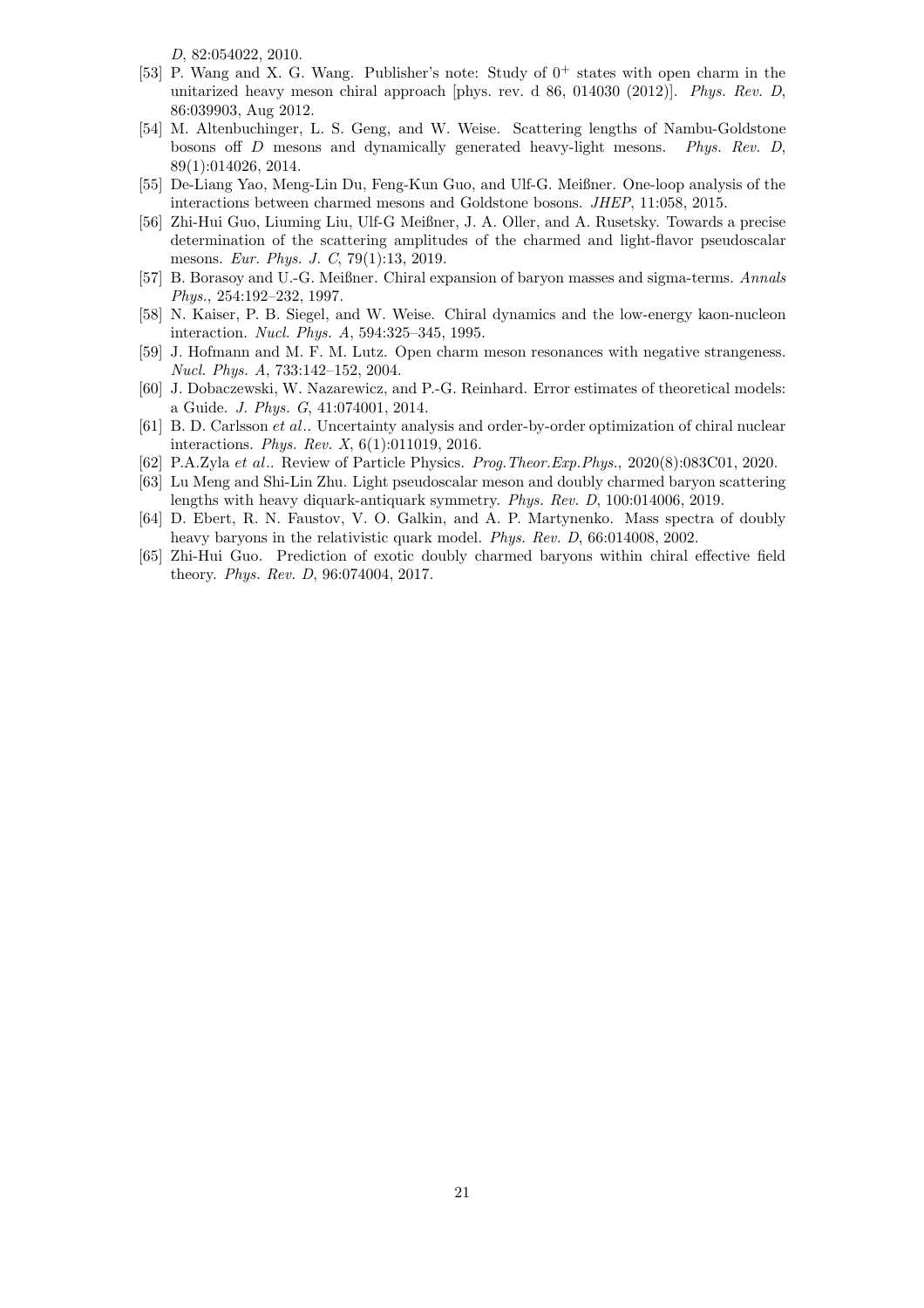*D*, 82:054022, 2010.

[53] P. Wang and X. G. Wang. Publisher's note: Study of $0^+$ states with open charm in the unitarized heavy meson chiral approach [phys. rev. d 86, 014030 (2012)]. *Phys. Rev. D*, 86:039903, Aug 2012.

[54] M. Altenbuchinger, L. S. Geng, and W. Weise. Scattering lengths of Nambu-Goldstone bosons off $D$ mesons and dynamically generated heavy-light mesons. *Phys. Rev. D*, 89(1):014026, 2014.

[55] De-Liang Yao, Meng-Lin Du, Feng-Kun Guo, and Ulf-G. Meißner. One-loop analysis of the interactions between charmed mesons and Goldstone bosons. *JHEP*, 11:058, 2015.

[56] Zhi-Hui Guo, Liuming Liu, Ulf-G Meißner, J. A. Oller, and A. Rusetsky. Towards a precise determination of the scattering amplitudes of the charmed and light-flavor pseudoscalar mesons. *Eur. Phys. J. C*, 79(1):13, 2019.

[57] B. Borasoy and U.-G. Meißner. Chiral expansion of baryon masses and sigma-terms. *Annals Phys.*, 254:192–232, 1997.

[58] N. Kaiser, P. B. Siegel, and W. Weise. Chiral dynamics and the low-energy kaon-nucleon interaction. *Nucl. Phys. A*, 594:325–345, 1995.

[59] J. Hofmann and M. F. M. Lutz. Open charm meson resonances with negative strangeness. *Nucl. Phys. A*, 733:142–152, 2004.

[60] J. Dobaczewski, W. Nazarewicz, and P.-G. Reinhard. Error estimates of theoretical models: a Guide. *J. Phys. G*, 41:074001, 2014.

[61] B. D. Carlsson *et al.*. Uncertainty analysis and order-by-order optimization of chiral nuclear interactions. *Phys. Rev. X*, 6(1):011019, 2016.

[62] P.A.Zyla *et al.*. Review of Particle Physics. *Prog.Theor.Exp.Phys.*, 2020(8):083C01, 2020.

[63] Lu Meng and Shi-Lin Zhu. Light pseudoscalar meson and doubly charmed baryon scattering lengths with heavy diquark-antiquark symmetry. *Phys. Rev. D*, 100:014006, 2019.

[64] D. Ebert, R. N. Faustov, V. O. Galkin, and A. P. Martynenko. Mass spectra of doubly heavy baryons in the relativistic quark model. *Phys. Rev. D*, 66:014008, 2002.

[65] Zhi-Hui Guo. Prediction of exotic doubly charmed baryons within chiral effective field theory. *Phys. Rev. D*, 96:074004, 2017.